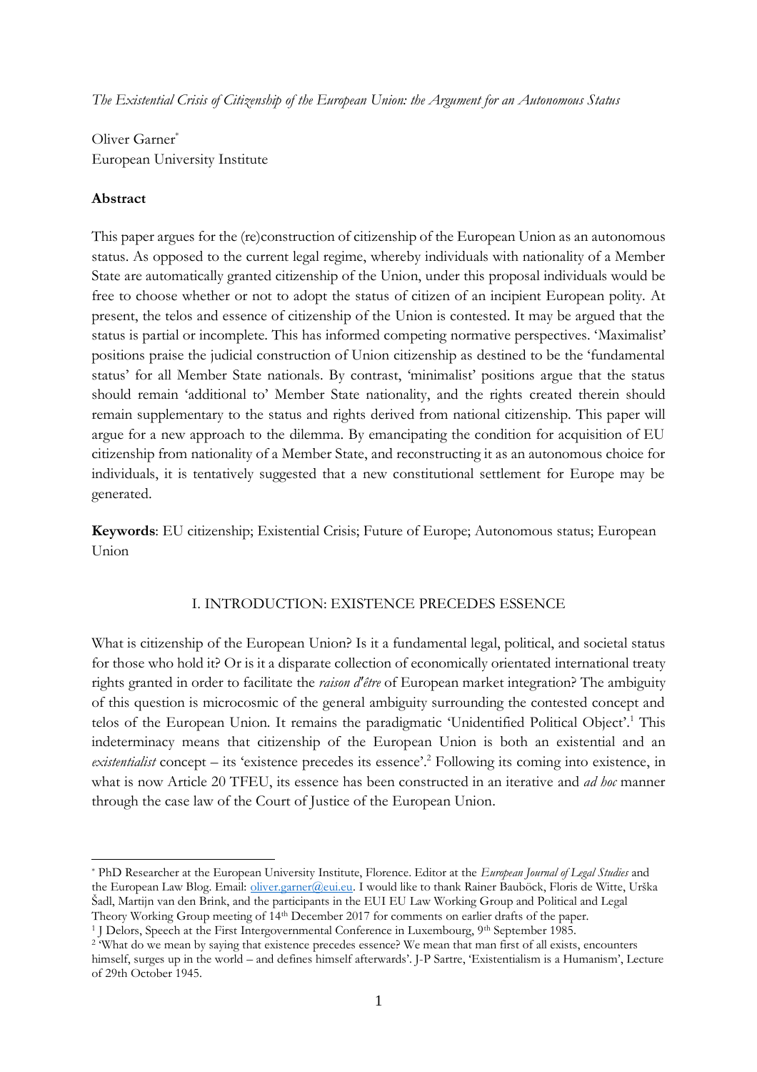*The Existential Crisis of Citizenship of the European Union: the Argument for an Autonomous Status*

Oliver Garner[*]
European University Institute

**Abstract**

This paper argues for the (re)construction of citizenship of the European Union as an autonomous status. As opposed to the current legal regime, whereby individuals with nationality of a Member State are automatically granted citizenship of the Union, under this proposal individuals would be free to choose whether or not to adopt the status of citizen of an incipient European polity. At present, the telos and essence of citizenship of the Union is contested. It may be argued that the status is partial or incomplete. This has informed competing normative perspectives. 'Maximalist' positions praise the judicial construction of Union citizenship as destined to be the 'fundamental status' for all Member State nationals. By contrast, 'minimalist' positions argue that the status should remain 'additional to' Member State nationality, and the rights created therein should remain supplementary to the status and rights derived from national citizenship. This paper will argue for a new approach to the dilemma. By emancipating the condition for acquisition of EU citizenship from nationality of a Member State, and reconstructing it as an autonomous choice for individuals, it is tentatively suggested that a new constitutional settlement for Europe may be generated.

**Keywords**: EU citizenship; Existential Crisis; Future of Europe; Autonomous status; European Union

## I. INTRODUCTION: EXISTENCE PRECEDES ESSENCE

What is citizenship of the European Union? Is it a fundamental legal, political, and societal status for those who hold it? Or is it a disparate collection of economically orientated international treaty rights granted in order to facilitate the *raison d'être* of European market integration? The ambiguity of this question is microcosmic of the general ambiguity surrounding the contested concept and telos of the European Union. It remains the paradigmatic 'Unidentified Political Object'.[1] This indeterminacy means that citizenship of the European Union is both an existential and an *existentialist* concept – its 'existence precedes its essence'.[2] Following its coming into existence, in what is now Article 20 TFEU, its essence has been constructed in an iterative and *ad hoc* manner through the case law of the Court of Justice of the European Union.

---

[*] PhD Researcher at the European University Institute, Florence. Editor at the *European Journal of Legal Studies* and the European Law Blog. Email: oliver.garner@eui.eu. I would like to thank Rainer Bauböck, Floris de Witte, Urška Šadl, Martijn van den Brink, and the participants in the EUI EU Law Working Group and Political and Legal Theory Working Group meeting of 14th December 2017 for comments on earlier drafts of the paper.

[1] J Delors, Speech at the First Intergovernmental Conference in Luxembourg, 9th September 1985.

[2] 'What do we mean by saying that existence precedes essence? We mean that man first of all exists, encounters himself, surges up in the world – and defines himself afterwards'. J-P Sartre, 'Existentialism is a Humanism', Lecture of 29th October 1945.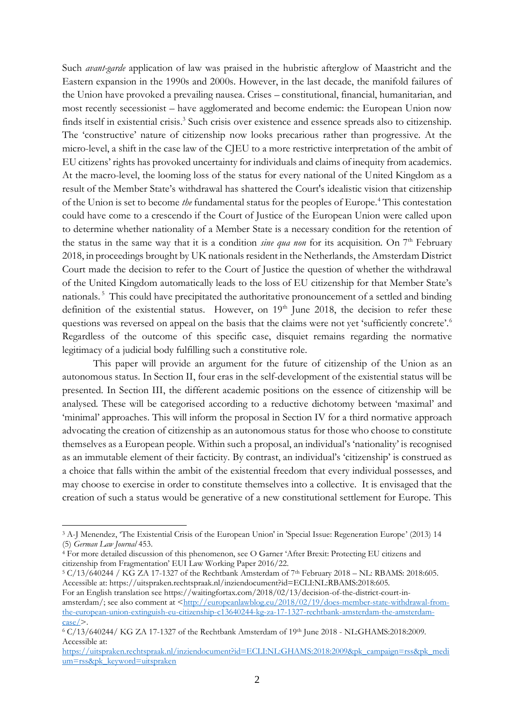Such *avant-garde* application of law was praised in the hubristic afterglow of Maastricht and the Eastern expansion in the 1990s and 2000s. However, in the last decade, the manifold failures of the Union have provoked a prevailing nausea. Crises – constitutional, financial, humanitarian, and most recently secessionist – have agglomerated and become endemic: the European Union now finds itself in existential crisis.[3] Such crisis over existence and essence spreads also to citizenship. The 'constructive' nature of citizenship now looks precarious rather than progressive. At the micro-level, a shift in the case law of the CJEU to a more restrictive interpretation of the ambit of EU citizens' rights has provoked uncertainty for individuals and claims of inequity from academics. At the macro-level, the looming loss of the status for every national of the United Kingdom as a result of the Member State's withdrawal has shattered the Court's idealistic vision that citizenship of the Union is set to become *the* fundamental status for the peoples of Europe.[4] This contestation could have come to a crescendo if the Court of Justice of the European Union were called upon to determine whether nationality of a Member State is a necessary condition for the retention of the status in the same way that it is a condition *sine qua non* for its acquisition. On 7th February 2018, in proceedings brought by UK nationals resident in the Netherlands, the Amsterdam District Court made the decision to refer to the Court of Justice the question of whether the withdrawal of the United Kingdom automatically leads to the loss of EU citizenship for that Member State's nationals.[5] This could have precipitated the authoritative pronouncement of a settled and binding definition of the existential status. However, on 19th June 2018, the decision to refer these questions was reversed on appeal on the basis that the claims were not yet 'sufficiently concrete'.[6] Regardless of the outcome of this specific case, disquiet remains regarding the normative legitimacy of a judicial body fulfilling such a constitutive role.

This paper will provide an argument for the future of citizenship of the Union as an autonomous status. In Section II, four eras in the self-development of the existential status will be presented. In Section III, the different academic positions on the essence of citizenship will be analysed. These will be categorised according to a reductive dichotomy between 'maximal' and 'minimal' approaches. This will inform the proposal in Section IV for a third normative approach advocating the creation of citizenship as an autonomous status for those who choose to constitute themselves as a European people. Within such a proposal, an individual's 'nationality' is recognised as an immutable element of their facticity. By contrast, an individual's 'citizenship' is construed as a choice that falls within the ambit of the existential freedom that every individual possesses, and may choose to exercise in order to constitute themselves into a collective. It is envisaged that the creation of such a status would be generative of a new constitutional settlement for Europe. This

---

[3] A-J Menendez, 'The Existential Crisis of the European Union' in 'Special Issue: Regeneration Europe' (2013) 14 (5) *German Law Journal* 453.

[4] For more detailed discussion of this phenomenon, see O Garner 'After Brexit: Protecting EU citizens and citizenship from Fragmentation' EUI Law Working Paper 2016/22.

[5] C/13/640244 / KG ZA 17-1327 of the Rechtbank Amsterdam of 7th February 2018 – NL: RBAMS: 2018:605. Accessible at: https://uitspraken.rechtspraak.nl/inziendocument?id=ECLI:NL:RBAMS:2018:605.
For an English translation see https://waitingfortax.com/2018/02/13/decision-of-the-district-court-in-amsterdam/; see also comment at <http://europeanlawblog.eu/2018/02/19/does-member-state-withdrawal-from-the-european-union-extinguish-eu-citizenship-c13640244-kg-za-17-1327-rechtbank-amsterdam-the-amsterdam-case/>.

[6] C/13/640244/ KG ZA 17-1327 of the Rechtbank Amsterdam of 19th June 2018 - NL:GHAMS:2018:2009. Accessible at:
https://uitspraken.rechtspraak.nl/inziendocument?id=ECLI:NL:GHAMS:2018:2009&pk_campaign=rss&pk_medium=rss&pk_keyword=uitspraken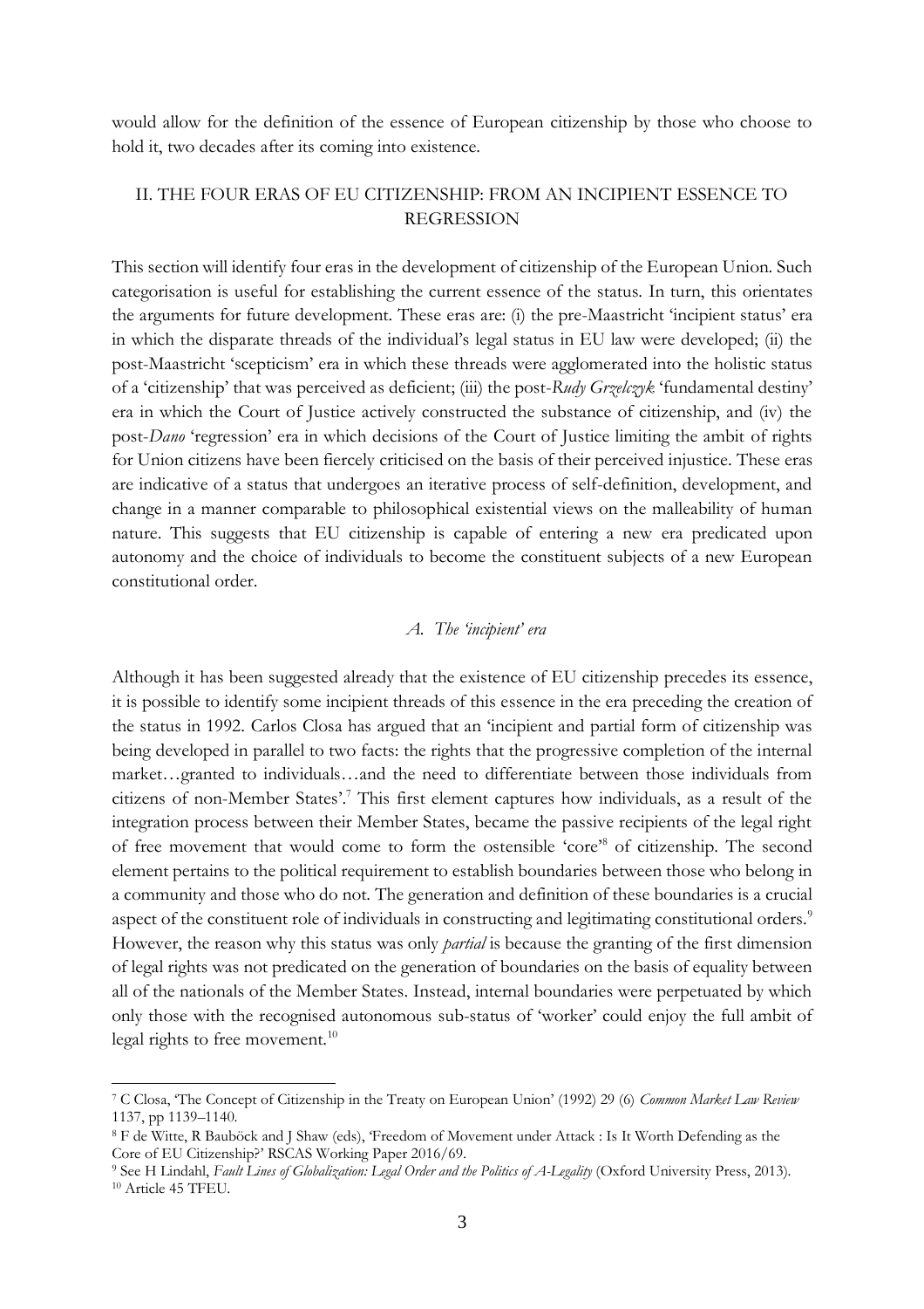would allow for the definition of the essence of European citizenship by those who choose to hold it, two decades after its coming into existence.

## II. THE FOUR ERAS OF EU CITIZENSHIP: FROM AN INCIPIENT ESSENCE TO REGRESSION

This section will identify four eras in the development of citizenship of the European Union. Such categorisation is useful for establishing the current essence of the status. In turn, this orientates the arguments for future development. These eras are: (i) the pre-Maastricht 'incipient status' era in which the disparate threads of the individual's legal status in EU law were developed; (ii) the post-Maastricht 'scepticism' era in which these threads were agglomerated into the holistic status of a 'citizenship' that was perceived as deficient; (iii) the post-*Rudy Grzelczyk* 'fundamental destiny' era in which the Court of Justice actively constructed the substance of citizenship, and (iv) the post-*Dano* 'regression' era in which decisions of the Court of Justice limiting the ambit of rights for Union citizens have been fiercely criticised on the basis of their perceived injustice. These eras are indicative of a status that undergoes an iterative process of self-definition, development, and change in a manner comparable to philosophical existential views on the malleability of human nature. This suggests that EU citizenship is capable of entering a new era predicated upon autonomy and the choice of individuals to become the constituent subjects of a new European constitutional order.

### *A. The 'incipient' era*

Although it has been suggested already that the existence of EU citizenship precedes its essence, it is possible to identify some incipient threads of this essence in the era preceding the creation of the status in 1992. Carlos Closa has argued that an 'incipient and partial form of citizenship was being developed in parallel to two facts: the rights that the progressive completion of the internal market…granted to individuals…and the need to differentiate between those individuals from citizens of non-Member States'.[7] This first element captures how individuals, as a result of the integration process between their Member States, became the passive recipients of the legal right of free movement that would come to form the ostensible 'core'[8] of citizenship. The second element pertains to the political requirement to establish boundaries between those who belong in a community and those who do not. The generation and definition of these boundaries is a crucial aspect of the constituent role of individuals in constructing and legitimating constitutional orders.[9] However, the reason why this status was only *partial* is because the granting of the first dimension of legal rights was not predicated on the generation of boundaries on the basis of equality between all of the nationals of the Member States. Instead, internal boundaries were perpetuated by which only those with the recognised autonomous sub-status of 'worker' could enjoy the full ambit of legal rights to free movement.[10]

---

[7] C Closa, 'The Concept of Citizenship in the Treaty on European Union' (1992) 29 (6) *Common Market Law Review* 1137, pp 1139–1140.

[8] F de Witte, R Bauböck and J Shaw (eds), 'Freedom of Movement under Attack : Is It Worth Defending as the Core of EU Citizenship?' RSCAS Working Paper 2016/69.

[9] See H Lindahl, *Fault Lines of Globalization: Legal Order and the Politics of A-Legality* (Oxford University Press, 2013).

[10] Article 45 TFEU.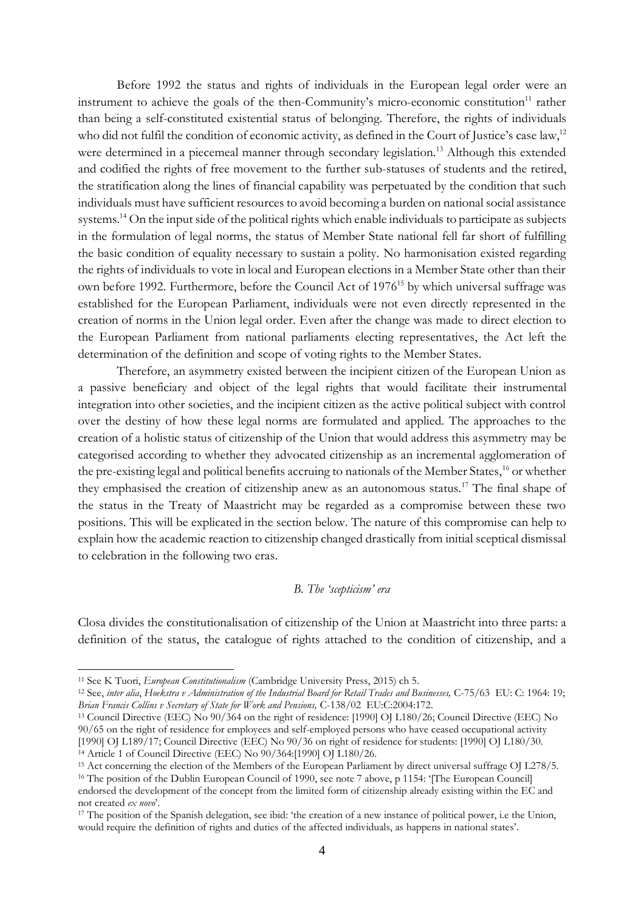Before 1992 the status and rights of individuals in the European legal order were an instrument to achieve the goals of the then-Community's micro-economic constitution[11] rather than being a self-constituted existential status of belonging. Therefore, the rights of individuals who did not fulfil the condition of economic activity, as defined in the Court of Justice's case law,[12] were determined in a piecemeal manner through secondary legislation.[13] Although this extended and codified the rights of free movement to the further sub-statuses of students and the retired, the stratification along the lines of financial capability was perpetuated by the condition that such individuals must have sufficient resources to avoid becoming a burden on national social assistance systems.[14] On the input side of the political rights which enable individuals to participate as subjects in the formulation of legal norms, the status of Member State national fell far short of fulfilling the basic condition of equality necessary to sustain a polity. No harmonisation existed regarding the rights of individuals to vote in local and European elections in a Member State other than their own before 1992. Furthermore, before the Council Act of 1976[15] by which universal suffrage was established for the European Parliament, individuals were not even directly represented in the creation of norms in the Union legal order. Even after the change was made to direct election to the European Parliament from national parliaments electing representatives, the Act left the determination of the definition and scope of voting rights to the Member States.

Therefore, an asymmetry existed between the incipient citizen of the European Union as a passive beneficiary and object of the legal rights that would facilitate their instrumental integration into other societies, and the incipient citizen as the active political subject with control over the destiny of how these legal norms are formulated and applied. The approaches to the creation of a holistic status of citizenship of the Union that would address this asymmetry may be categorised according to whether they advocated citizenship as an incremental agglomeration of the pre-existing legal and political benefits accruing to nationals of the Member States,[16] or whether they emphasised the creation of citizenship anew as an autonomous status.[17] The final shape of the status in the Treaty of Maastricht may be regarded as a compromise between these two positions. This will be explicated in the section below. The nature of this compromise can help to explain how the academic reaction to citizenship changed drastically from initial sceptical dismissal to celebration in the following two eras.

### *B. The 'scepticism' era*

Closa divides the constitutionalisation of citizenship of the Union at Maastricht into three parts: a definition of the status, the catalogue of rights attached to the condition of citizenship, and a

---

[11] See K Tuori, *European Constitutionalism* (Cambridge University Press, 2015) ch 5.

[12] See, *inter alia*, *Hoekstra v Administration of the Industrial Board for Retail Trades and Businesses,* C-75/63 EU: C: 1964: 19; *Brian Francis Collins v Secretary of State for Work and Pensions,* C-138/02 EU:C:2004:172.

[13] Council Directive (EEC) No 90/364 on the right of residence: [1990] OJ L180/26; Council Directive (EEC) No 90/65 on the right of residence for employees and self-employed persons who have ceased occupational activity [1990] OJ L189/17; Council Directive (EEC) No 90/36 on right of residence for students: [1990] OJ L180/30.

[14] Article 1 of Council Directive (EEC) No 90/364:[1990] OJ L180/26.

[15] Act concerning the election of the Members of the European Parliament by direct universal suffrage OJ L278/5.

[16] The position of the Dublin European Council of 1990, see note 7 above, p 1154: '[The European Council] endorsed the development of the concept from the limited form of citizenship already existing within the EC and not created *ex novo*'.

[17] The position of the Spanish delegation, see ibid: 'the creation of a new instance of political power, i.e the Union, would require the definition of rights and duties of the affected individuals, as happens in national states'.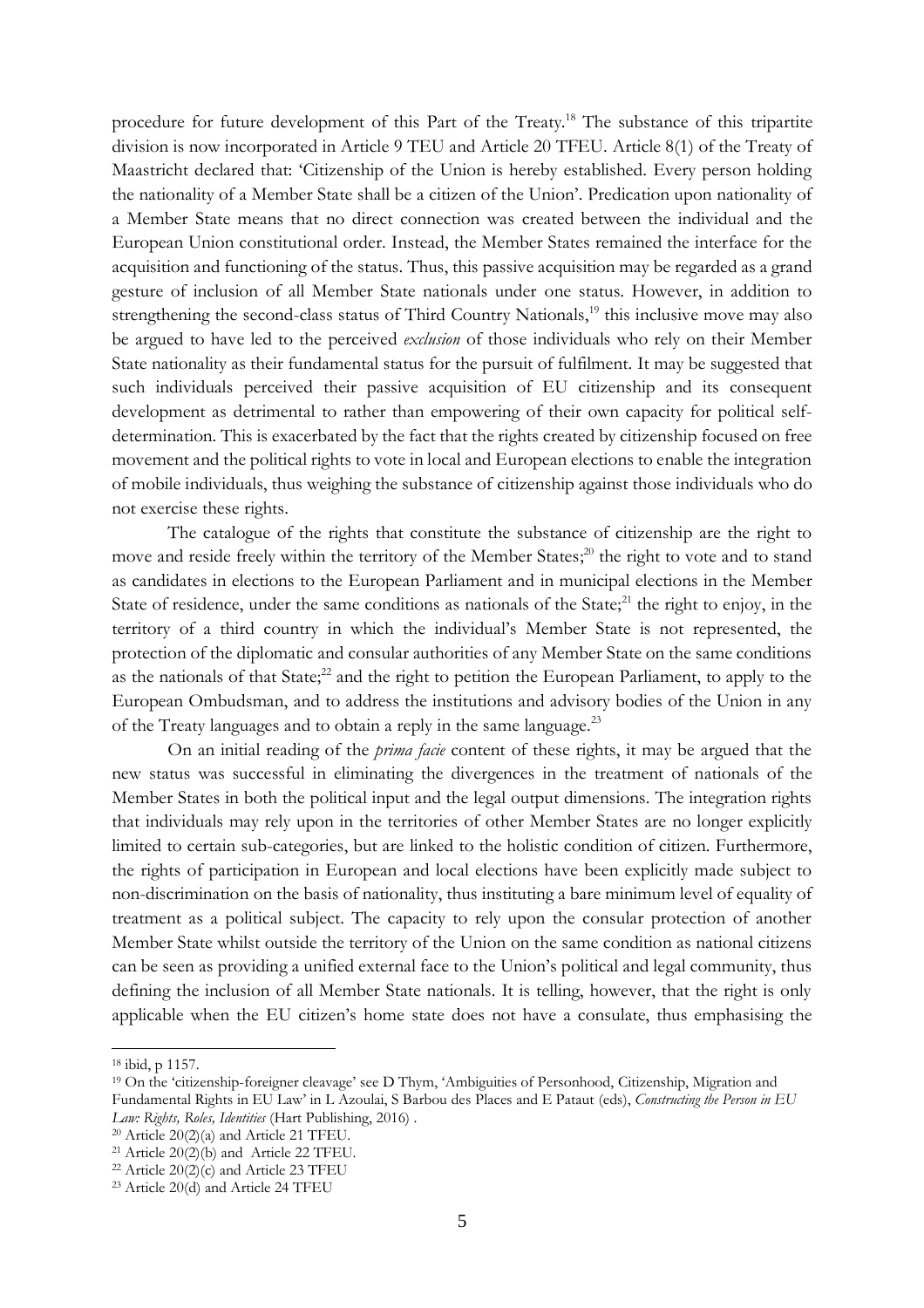procedure for future development of this Part of the Treaty.[18] The substance of this tripartite division is now incorporated in Article 9 TEU and Article 20 TFEU. Article 8(1) of the Treaty of Maastricht declared that: 'Citizenship of the Union is hereby established. Every person holding the nationality of a Member State shall be a citizen of the Union'. Predication upon nationality of a Member State means that no direct connection was created between the individual and the European Union constitutional order. Instead, the Member States remained the interface for the acquisition and functioning of the status. Thus, this passive acquisition may be regarded as a grand gesture of inclusion of all Member State nationals under one status. However, in addition to strengthening the second-class status of Third Country Nationals,[19] this inclusive move may also be argued to have led to the perceived *exclusion* of those individuals who rely on their Member State nationality as their fundamental status for the pursuit of fulfilment. It may be suggested that such individuals perceived their passive acquisition of EU citizenship and its consequent development as detrimental to rather than empowering of their own capacity for political self-determination. This is exacerbated by the fact that the rights created by citizenship focused on free movement and the political rights to vote in local and European elections to enable the integration of mobile individuals, thus weighing the substance of citizenship against those individuals who do not exercise these rights.

The catalogue of the rights that constitute the substance of citizenship are the right to move and reside freely within the territory of the Member States;[20] the right to vote and to stand as candidates in elections to the European Parliament and in municipal elections in the Member State of residence, under the same conditions as nationals of the State;[21] the right to enjoy, in the territory of a third country in which the individual's Member State is not represented, the protection of the diplomatic and consular authorities of any Member State on the same conditions as the nationals of that State;[22] and the right to petition the European Parliament, to apply to the European Ombudsman, and to address the institutions and advisory bodies of the Union in any of the Treaty languages and to obtain a reply in the same language.[23]

On an initial reading of the *prima facie* content of these rights, it may be argued that the new status was successful in eliminating the divergences in the treatment of nationals of the Member States in both the political input and the legal output dimensions. The integration rights that individuals may rely upon in the territories of other Member States are no longer explicitly limited to certain sub-categories, but are linked to the holistic condition of citizen. Furthermore, the rights of participation in European and local elections have been explicitly made subject to non-discrimination on the basis of nationality, thus instituting a bare minimum level of equality of treatment as a political subject. The capacity to rely upon the consular protection of another Member State whilst outside the territory of the Union on the same condition as national citizens can be seen as providing a unified external face to the Union's political and legal community, thus defining the inclusion of all Member State nationals. It is telling, however, that the right is only applicable when the EU citizen's home state does not have a consulate, thus emphasising the

---

[18] ibid, p 1157.

[19] On the 'citizenship-foreigner cleavage' see D Thym, 'Ambiguities of Personhood, Citizenship, Migration and Fundamental Rights in EU Law' in L Azoulai, S Barbou des Places and E Pataut (eds), *Constructing the Person in EU Law: Rights, Roles, Identities* (Hart Publishing, 2016) .

[20] Article 20(2)(a) and Article 21 TFEU.

[21] Article 20(2)(b) and Article 22 TFEU.

[22] Article 20(2)(c) and Article 23 TFEU

[23] Article 20(d) and Article 24 TFEU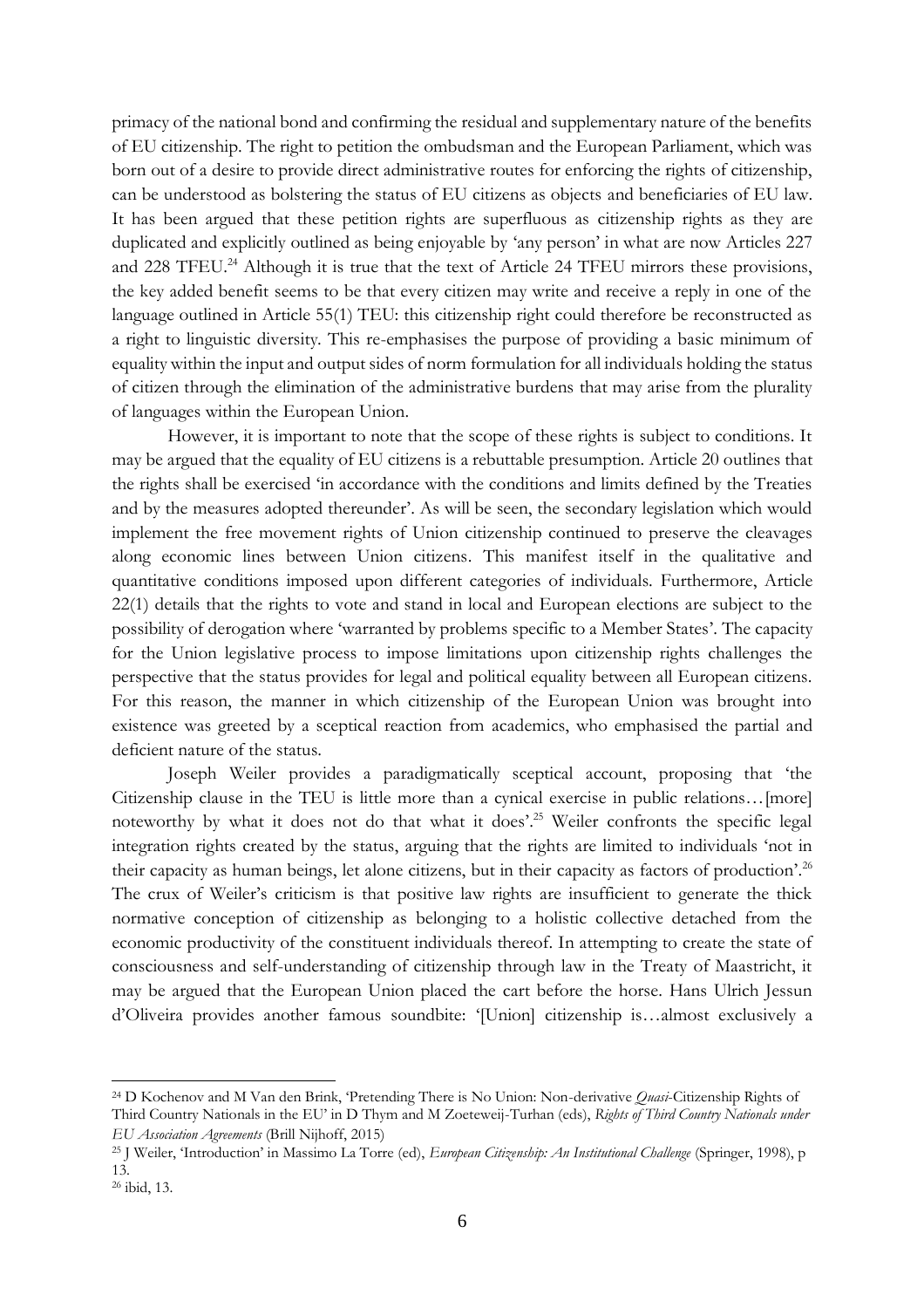primacy of the national bond and confirming the residual and supplementary nature of the benefits of EU citizenship. The right to petition the ombudsman and the European Parliament, which was born out of a desire to provide direct administrative routes for enforcing the rights of citizenship, can be understood as bolstering the status of EU citizens as objects and beneficiaries of EU law. It has been argued that these petition rights are superfluous as citizenship rights as they are duplicated and explicitly outlined as being enjoyable by 'any person' in what are now Articles 227 and 228 TFEU.[24] Although it is true that the text of Article 24 TFEU mirrors these provisions, the key added benefit seems to be that every citizen may write and receive a reply in one of the language outlined in Article 55(1) TEU: this citizenship right could therefore be reconstructed as a right to linguistic diversity. This re-emphasises the purpose of providing a basic minimum of equality within the input and output sides of norm formulation for all individuals holding the status of citizen through the elimination of the administrative burdens that may arise from the plurality of languages within the European Union.

However, it is important to note that the scope of these rights is subject to conditions. It may be argued that the equality of EU citizens is a rebuttable presumption. Article 20 outlines that the rights shall be exercised 'in accordance with the conditions and limits defined by the Treaties and by the measures adopted thereunder'. As will be seen, the secondary legislation which would implement the free movement rights of Union citizenship continued to preserve the cleavages along economic lines between Union citizens. This manifest itself in the qualitative and quantitative conditions imposed upon different categories of individuals. Furthermore, Article 22(1) details that the rights to vote and stand in local and European elections are subject to the possibility of derogation where 'warranted by problems specific to a Member States'. The capacity for the Union legislative process to impose limitations upon citizenship rights challenges the perspective that the status provides for legal and political equality between all European citizens. For this reason, the manner in which citizenship of the European Union was brought into existence was greeted by a sceptical reaction from academics, who emphasised the partial and deficient nature of the status.

Joseph Weiler provides a paradigmatically sceptical account, proposing that 'the Citizenship clause in the TEU is little more than a cynical exercise in public relations…[more] noteworthy by what it does not do that what it does'.[25] Weiler confronts the specific legal integration rights created by the status, arguing that the rights are limited to individuals 'not in their capacity as human beings, let alone citizens, but in their capacity as factors of production'.[26] The crux of Weiler's criticism is that positive law rights are insufficient to generate the thick normative conception of citizenship as belonging to a holistic collective detached from the economic productivity of the constituent individuals thereof. In attempting to create the state of consciousness and self-understanding of citizenship through law in the Treaty of Maastricht, it may be argued that the European Union placed the cart before the horse. Hans Ulrich Jessun d'Oliveira provides another famous soundbite: '[Union] citizenship is…almost exclusively a

---

[24] D Kochenov and M Van den Brink, 'Pretending There is No Union: Non-derivative *Quasi*-Citizenship Rights of Third Country Nationals in the EU' in D Thym and M Zoeteweij-Turhan (eds), *Rights of Third Country Nationals under EU Association Agreements* (Brill Nijhoff, 2015)

[25] J Weiler, 'Introduction' in Massimo La Torre (ed), *European Citizenship: An Institutional Challenge* (Springer, 1998), p 13.

[26] ibid, 13.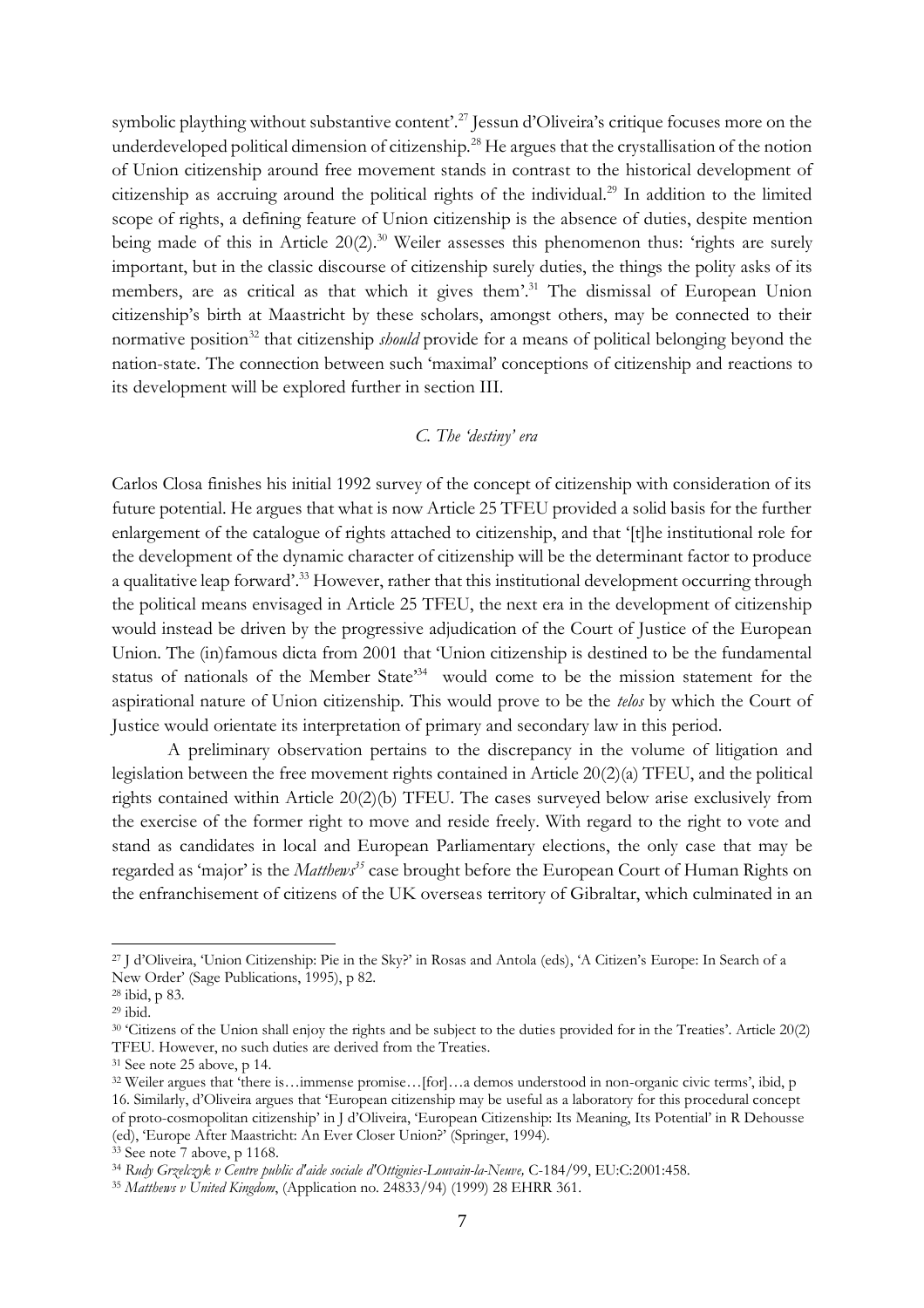symbolic plaything without substantive content'.[27] Jessun d'Oliveira's critique focuses more on the underdeveloped political dimension of citizenship.[28] He argues that the crystallisation of the notion of Union citizenship around free movement stands in contrast to the historical development of citizenship as accruing around the political rights of the individual.[29] In addition to the limited scope of rights, a defining feature of Union citizenship is the absence of duties, despite mention being made of this in Article 20(2).[30] Weiler assesses this phenomenon thus: 'rights are surely important, but in the classic discourse of citizenship surely duties, the things the polity asks of its members, are as critical as that which it gives them'.[31] The dismissal of European Union citizenship's birth at Maastricht by these scholars, amongst others, may be connected to their normative position[32] that citizenship *should* provide for a means of political belonging beyond the nation-state. The connection between such 'maximal' conceptions of citizenship and reactions to its development will be explored further in section III.

### *C. The 'destiny' era*

Carlos Closa finishes his initial 1992 survey of the concept of citizenship with consideration of its future potential. He argues that what is now Article 25 TFEU provided a solid basis for the further enlargement of the catalogue of rights attached to citizenship, and that '[t]he institutional role for the development of the dynamic character of citizenship will be the determinant factor to produce a qualitative leap forward'.[33] However, rather that this institutional development occurring through the political means envisaged in Article 25 TFEU, the next era in the development of citizenship would instead be driven by the progressive adjudication of the Court of Justice of the European Union. The (in)famous dicta from 2001 that 'Union citizenship is destined to be the fundamental status of nationals of the Member State'[34] would come to be the mission statement for the aspirational nature of Union citizenship. This would prove to be the *telos* by which the Court of Justice would orientate its interpretation of primary and secondary law in this period.

A preliminary observation pertains to the discrepancy in the volume of litigation and legislation between the free movement rights contained in Article 20(2)(a) TFEU, and the political rights contained within Article 20(2)(b) TFEU. The cases surveyed below arise exclusively from the exercise of the former right to move and reside freely. With regard to the right to vote and stand as candidates in local and European Parliamentary elections, the only case that may be regarded as 'major' is the *Matthews*[35] case brought before the European Court of Human Rights on the enfranchisement of citizens of the UK overseas territory of Gibraltar, which culminated in an

---

[27] J d'Oliveira, 'Union Citizenship: Pie in the Sky?' in Rosas and Antola (eds), 'A Citizen's Europe: In Search of a New Order' (Sage Publications, 1995), p 82.

[28] ibid, p 83.

[29] ibid.

[30] 'Citizens of the Union shall enjoy the rights and be subject to the duties provided for in the Treaties'. Article 20(2) TFEU. However, no such duties are derived from the Treaties.

[31] See note 25 above, p 14.

[32] Weiler argues that 'there is…immense promise…[for]…a demos understood in non-organic civic terms', ibid, p 16. Similarly, d'Oliveira argues that 'European citizenship may be useful as a laboratory for this procedural concept of proto-cosmopolitan citizenship' in J d'Oliveira, 'European Citizenship: Its Meaning, Its Potential' in R Dehousse (ed), 'Europe After Maastricht: An Ever Closer Union?' (Springer, 1994).

[33] See note 7 above, p 1168.

[34] *Rudy Grzelczyk v Centre public d'aide sociale d'Ottignies-Louvain-la-Neuve,* C-184/99, EU:C:2001:458.

[35] *Matthews v United Kingdom*, (Application no. 24833/94) (1999) 28 EHRR 361.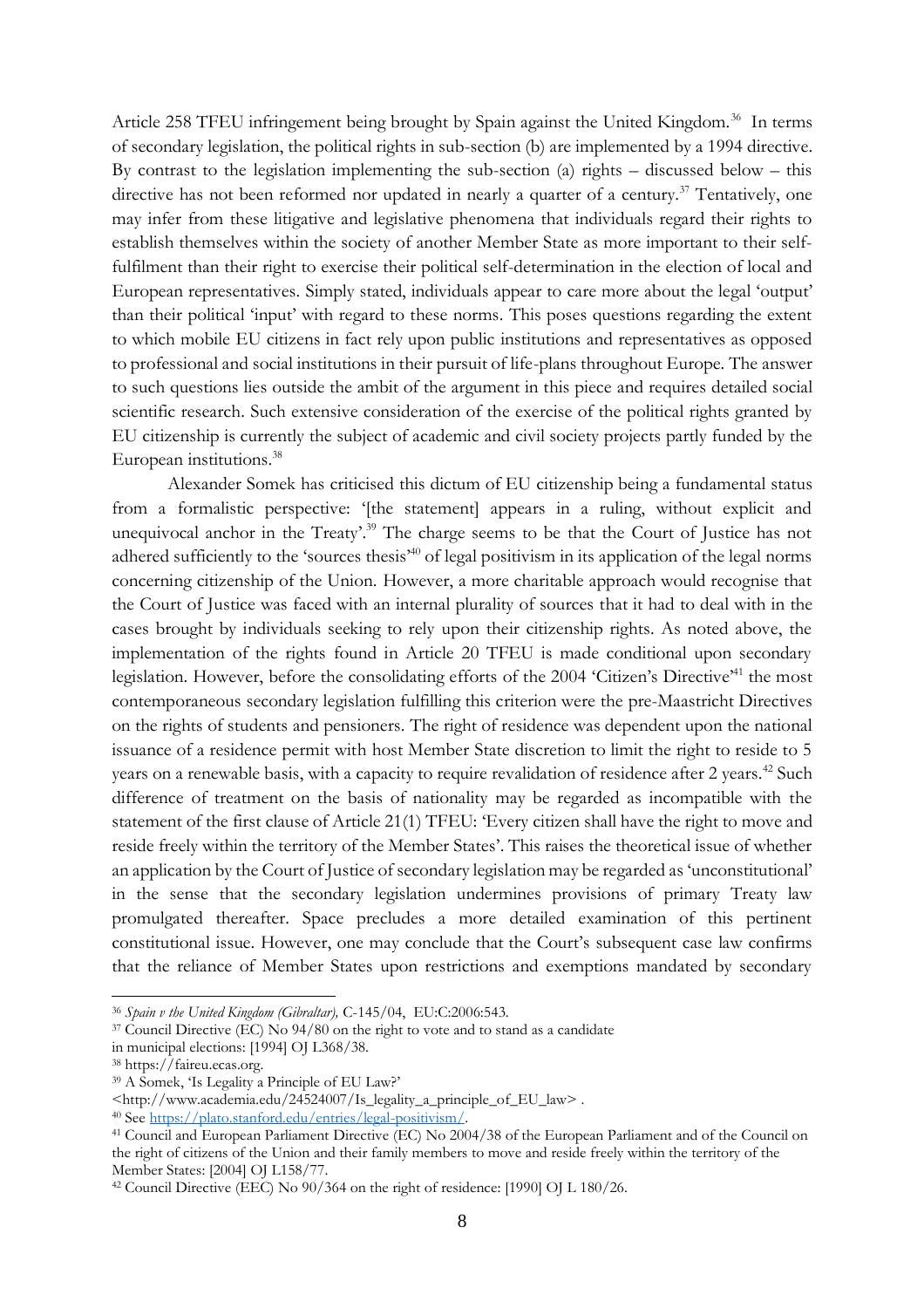Article 258 TFEU infringement being brought by Spain against the United Kingdom.[36] In terms of secondary legislation, the political rights in sub-section (b) are implemented by a 1994 directive. By contrast to the legislation implementing the sub-section (a) rights – discussed below – this directive has not been reformed nor updated in nearly a quarter of a century.[37] Tentatively, one may infer from these litigative and legislative phenomena that individuals regard their rights to establish themselves within the society of another Member State as more important to their self-fulfilment than their right to exercise their political self-determination in the election of local and European representatives. Simply stated, individuals appear to care more about the legal 'output' than their political 'input' with regard to these norms. This poses questions regarding the extent to which mobile EU citizens in fact rely upon public institutions and representatives as opposed to professional and social institutions in their pursuit of life-plans throughout Europe. The answer to such questions lies outside the ambit of the argument in this piece and requires detailed social scientific research. Such extensive consideration of the exercise of the political rights granted by EU citizenship is currently the subject of academic and civil society projects partly funded by the European institutions.[38]

Alexander Somek has criticised this dictum of EU citizenship being a fundamental status from a formalistic perspective: '[the statement] appears in a ruling, without explicit and unequivocal anchor in the Treaty'.[39] The charge seems to be that the Court of Justice has not adhered sufficiently to the 'sources thesis'[40] of legal positivism in its application of the legal norms concerning citizenship of the Union. However, a more charitable approach would recognise that the Court of Justice was faced with an internal plurality of sources that it had to deal with in the cases brought by individuals seeking to rely upon their citizenship rights. As noted above, the implementation of the rights found in Article 20 TFEU is made conditional upon secondary legislation. However, before the consolidating efforts of the 2004 'Citizen's Directive'[41] the most contemporaneous secondary legislation fulfilling this criterion were the pre-Maastricht Directives on the rights of students and pensioners. The right of residence was dependent upon the national issuance of a residence permit with host Member State discretion to limit the right to reside to 5 years on a renewable basis, with a capacity to require revalidation of residence after 2 years.[42] Such difference of treatment on the basis of nationality may be regarded as incompatible with the statement of the first clause of Article 21(1) TFEU: 'Every citizen shall have the right to move and reside freely within the territory of the Member States'. This raises the theoretical issue of whether an application by the Court of Justice of secondary legislation may be regarded as 'unconstitutional' in the sense that the secondary legislation undermines provisions of primary Treaty law promulgated thereafter. Space precludes a more detailed examination of this pertinent constitutional issue. However, one may conclude that the Court's subsequent case law confirms that the reliance of Member States upon restrictions and exemptions mandated by secondary

---

[36] *Spain v the United Kingdom (Gibraltar),* C-145/04, EU:C:2006:543.

[37] Council Directive (EC) No 94/80 on the right to vote and to stand as a candidate in municipal elections: [1994] OJ L368/38.

[38] https://faireu.ecas.org.

[39] A Somek, 'Is Legality a Principle of EU Law?' <http://www.academia.edu/24524007/Is_legality_a_principle_of_EU_law> .

[40] See https://plato.stanford.edu/entries/legal-positivism/.

[41] Council and European Parliament Directive (EC) No 2004/38 of the European Parliament and of the Council on the right of citizens of the Union and their family members to move and reside freely within the territory of the Member States: [2004] OJ L158/77.

[42] Council Directive (EEC) No 90/364 on the right of residence: [1990] OJ L 180/26.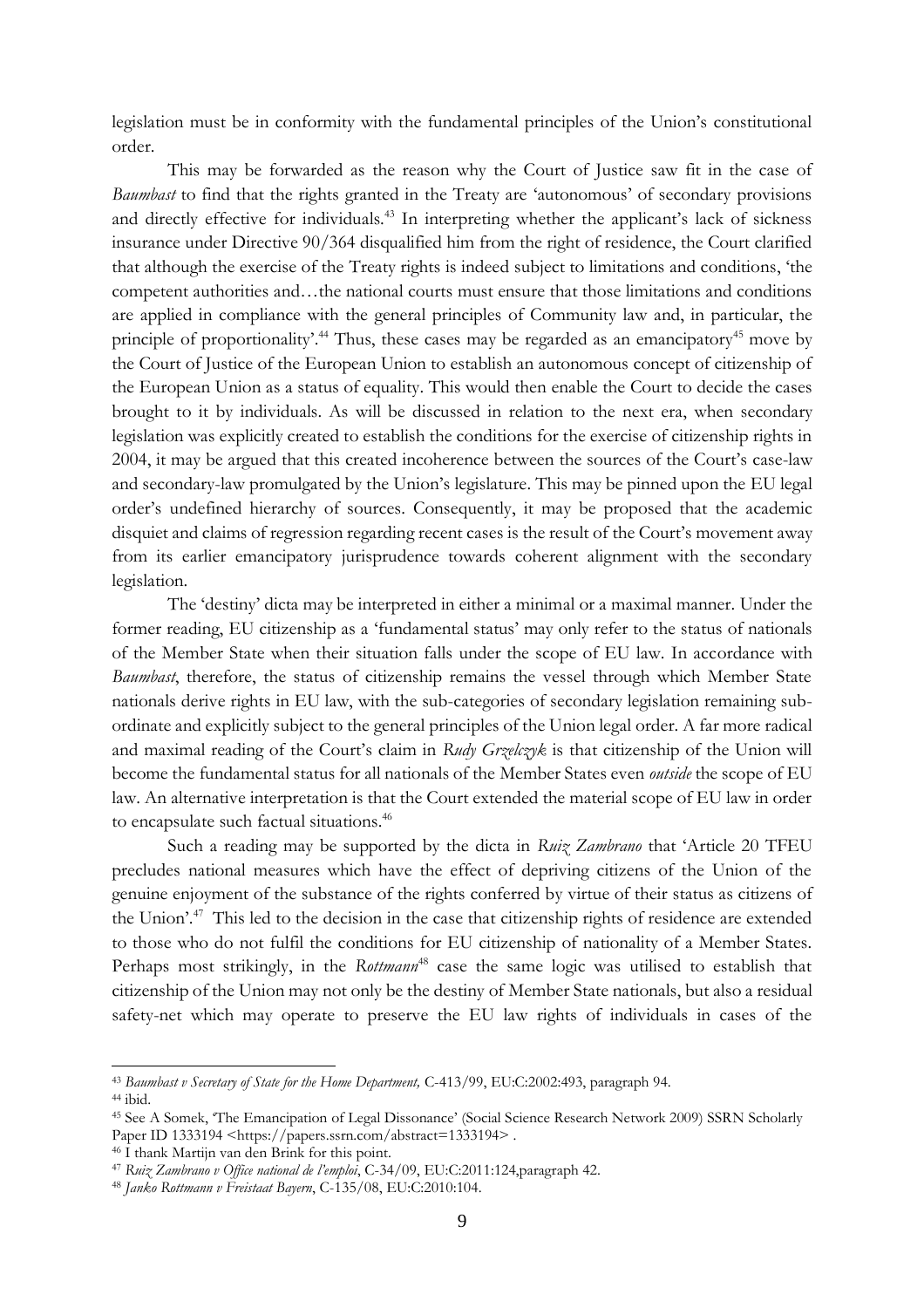legislation must be in conformity with the fundamental principles of the Union's constitutional order.

This may be forwarded as the reason why the Court of Justice saw fit in the case of *Baumbast* to find that the rights granted in the Treaty are 'autonomous' of secondary provisions and directly effective for individuals.[43] In interpreting whether the applicant's lack of sickness insurance under Directive 90/364 disqualified him from the right of residence, the Court clarified that although the exercise of the Treaty rights is indeed subject to limitations and conditions, 'the competent authorities and…the national courts must ensure that those limitations and conditions are applied in compliance with the general principles of Community law and, in particular, the principle of proportionality'.[44] Thus, these cases may be regarded as an emancipatory[45] move by the Court of Justice of the European Union to establish an autonomous concept of citizenship of the European Union as a status of equality. This would then enable the Court to decide the cases brought to it by individuals. As will be discussed in relation to the next era, when secondary legislation was explicitly created to establish the conditions for the exercise of citizenship rights in 2004, it may be argued that this created incoherence between the sources of the Court's case-law and secondary-law promulgated by the Union's legislature. This may be pinned upon the EU legal order's undefined hierarchy of sources. Consequently, it may be proposed that the academic disquiet and claims of regression regarding recent cases is the result of the Court's movement away from its earlier emancipatory jurisprudence towards coherent alignment with the secondary legislation.

The 'destiny' dicta may be interpreted in either a minimal or a maximal manner. Under the former reading, EU citizenship as a 'fundamental status' may only refer to the status of nationals of the Member State when their situation falls under the scope of EU law. In accordance with *Baumbast*, therefore, the status of citizenship remains the vessel through which Member State nationals derive rights in EU law, with the sub-categories of secondary legislation remaining sub-ordinate and explicitly subject to the general principles of the Union legal order. A far more radical and maximal reading of the Court's claim in *Rudy Grzelczyk* is that citizenship of the Union will become the fundamental status for all nationals of the Member States even *outside* the scope of EU law. An alternative interpretation is that the Court extended the material scope of EU law in order to encapsulate such factual situations.[46]

Such a reading may be supported by the dicta in *Ruiz Zambrano* that 'Article 20 TFEU precludes national measures which have the effect of depriving citizens of the Union of the genuine enjoyment of the substance of the rights conferred by virtue of their status as citizens of the Union'.[47] This led to the decision in the case that citizenship rights of residence are extended to those who do not fulfil the conditions for EU citizenship of nationality of a Member States. Perhaps most strikingly, in the *Rottmann*[48] case the same logic was utilised to establish that citizenship of the Union may not only be the destiny of Member State nationals, but also a residual safety-net which may operate to preserve the EU law rights of individuals in cases of the

---

[43] *Baumbast v Secretary of State for the Home Department,* C-413/99, EU:C:2002:493, paragraph 94.

[44] ibid.

[45] See A Somek, 'The Emancipation of Legal Dissonance' (Social Science Research Network 2009) SSRN Scholarly Paper ID 1333194 <https://papers.ssrn.com/abstract=1333194> .

[46] I thank Martijn van den Brink for this point.

[47] *Ruiz Zambrano v Office national de l'emploi*, C-34/09, EU:C:2011:124,paragraph 42.

[48] *Janko Rottmann v Freistaat Bayern*, C-135/08, EU:C:2010:104.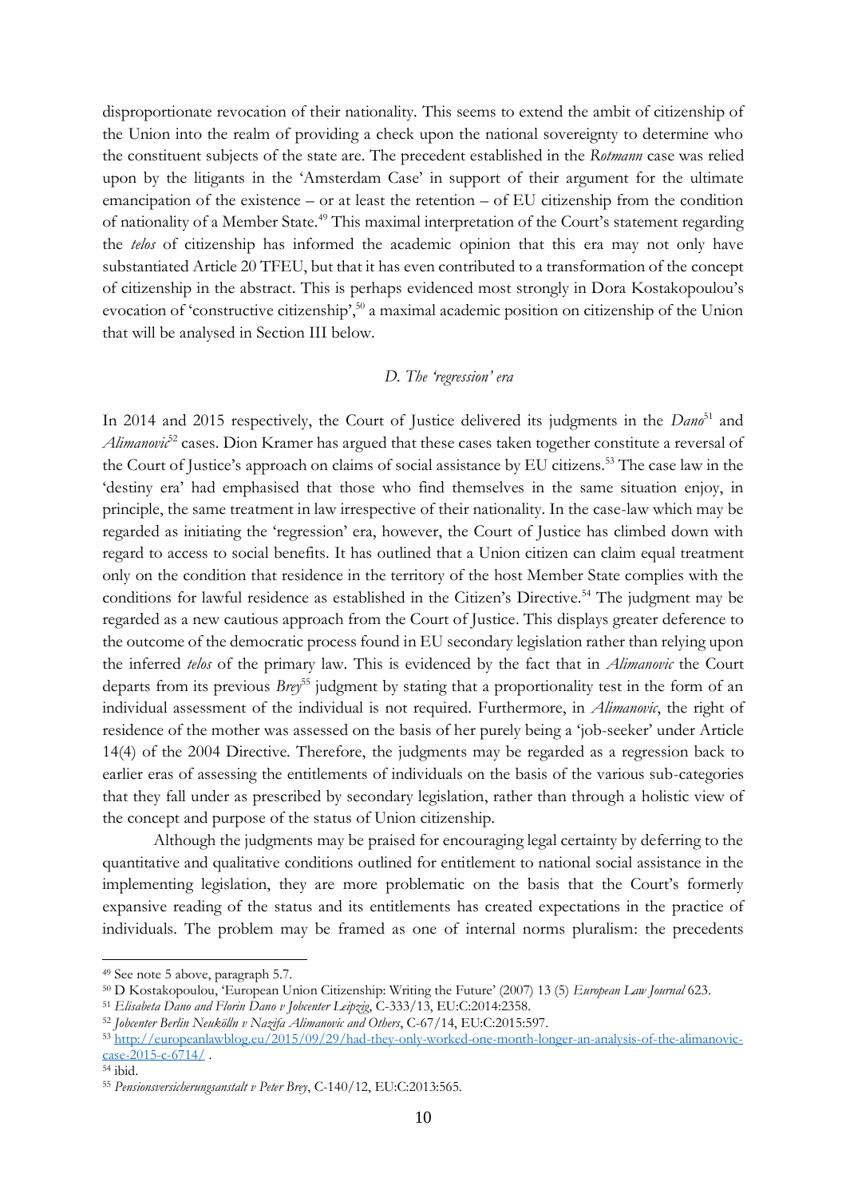disproportionate revocation of their nationality. This seems to extend the ambit of citizenship of the Union into the realm of providing a check upon the national sovereignty to determine who the constituent subjects of the state are. The precedent established in the *Rotmann* case was relied upon by the litigants in the 'Amsterdam Case' in support of their argument for the ultimate emancipation of the existence – or at least the retention – of EU citizenship from the condition of nationality of a Member State.[49] This maximal interpretation of the Court's statement regarding the *telos* of citizenship has informed the academic opinion that this era may not only have substantiated Article 20 TFEU, but that it has even contributed to a transformation of the concept of citizenship in the abstract. This is perhaps evidenced most strongly in Dora Kostakopoulou's evocation of 'constructive citizenship',[50] a maximal academic position on citizenship of the Union that will be analysed in Section III below.

### *D. The 'regression' era*

In 2014 and 2015 respectively, the Court of Justice delivered its judgments in the *Dano*[51] and *Alimanovic*[52] cases. Dion Kramer has argued that these cases taken together constitute a reversal of the Court of Justice's approach on claims of social assistance by EU citizens.[53] The case law in the 'destiny era' had emphasised that those who find themselves in the same situation enjoy, in principle, the same treatment in law irrespective of their nationality. In the case-law which may be regarded as initiating the 'regression' era, however, the Court of Justice has climbed down with regard to access to social benefits. It has outlined that a Union citizen can claim equal treatment only on the condition that residence in the territory of the host Member State complies with the conditions for lawful residence as established in the Citizen's Directive.[54] The judgment may be regarded as a new cautious approach from the Court of Justice. This displays greater deference to the outcome of the democratic process found in EU secondary legislation rather than relying upon the inferred *telos* of the primary law. This is evidenced by the fact that in *Alimanovic* the Court departs from its previous *Brey*[55] judgment by stating that a proportionality test in the form of an individual assessment of the individual is not required. Furthermore, in *Alimanovic*, the right of residence of the mother was assessed on the basis of her purely being a 'job-seeker' under Article 14(4) of the 2004 Directive. Therefore, the judgments may be regarded as a regression back to earlier eras of assessing the entitlements of individuals on the basis of the various sub-categories that they fall under as prescribed by secondary legislation, rather than through a holistic view of the concept and purpose of the status of Union citizenship.

Although the judgments may be praised for encouraging legal certainty by deferring to the quantitative and qualitative conditions outlined for entitlement to national social assistance in the implementing legislation, they are more problematic on the basis that the Court's formerly expansive reading of the status and its entitlements has created expectations in the practice of individuals. The problem may be framed as one of internal norms pluralism: the precedents

---

[49] See note 5 above, paragraph 5.7.

[50] D Kostakopoulou, 'European Union Citizenship: Writing the Future' (2007) 13 (5) *European Law Journal* 623.

[51] *Elisabeta Dano and Florin Dano v Jobcenter Leipzig*, C-333/13, EU:C:2014:2358.

[52] *Jobcenter Berlin Neukölln v Nazifa Alimanovic and Others*, C-67/14, EU:C:2015:597.

[53] http://europeanlawblog.eu/2015/09/29/had-they-only-worked-one-month-longer-an-analysis-of-the-alimanovic-case-2015-c-6714/ .

[54] ibid.

[55] *Pensionsversicherungsanstalt v Peter Brey*, C-140/12, EU:C:2013:565.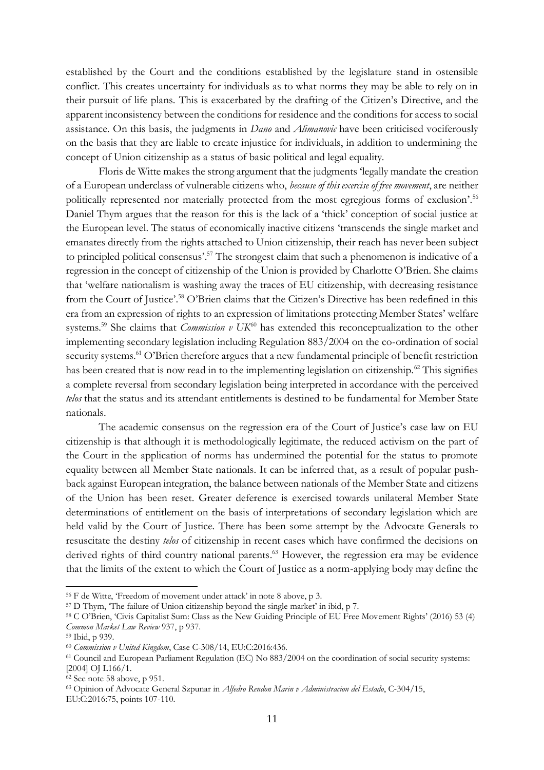established by the Court and the conditions established by the legislature stand in ostensible conflict. This creates uncertainty for individuals as to what norms they may be able to rely on in their pursuit of life plans. This is exacerbated by the drafting of the Citizen's Directive, and the apparent inconsistency between the conditions for residence and the conditions for access to social assistance. On this basis, the judgments in *Dano* and *Alimanovic* have been criticised vociferously on the basis that they are liable to create injustice for individuals, in addition to undermining the concept of Union citizenship as a status of basic political and legal equality.

Floris de Witte makes the strong argument that the judgments 'legally mandate the creation of a European underclass of vulnerable citizens who, *because of this exercise of free movement*, are neither politically represented nor materially protected from the most egregious forms of exclusion'.[56] Daniel Thym argues that the reason for this is the lack of a 'thick' conception of social justice at the European level. The status of economically inactive citizens 'transcends the single market and emanates directly from the rights attached to Union citizenship, their reach has never been subject to principled political consensus'.[57] The strongest claim that such a phenomenon is indicative of a regression in the concept of citizenship of the Union is provided by Charlotte O'Brien. She claims that 'welfare nationalism is washing away the traces of EU citizenship, with decreasing resistance from the Court of Justice'.[58] O'Brien claims that the Citizen's Directive has been redefined in this era from an expression of rights to an expression of limitations protecting Member States' welfare systems.[59] She claims that *Commission v UK*[60] has extended this reconceptualization to the other implementing secondary legislation including Regulation 883/2004 on the co-ordination of social security systems.[61] O'Brien therefore argues that a new fundamental principle of benefit restriction has been created that is now read in to the implementing legislation on citizenship.[62] This signifies a complete reversal from secondary legislation being interpreted in accordance with the perceived *telos* that the status and its attendant entitlements is destined to be fundamental for Member State nationals.

The academic consensus on the regression era of the Court of Justice's case law on EU citizenship is that although it is methodologically legitimate, the reduced activism on the part of the Court in the application of norms has undermined the potential for the status to promote equality between all Member State nationals. It can be inferred that, as a result of popular push-back against European integration, the balance between nationals of the Member State and citizens of the Union has been reset. Greater deference is exercised towards unilateral Member State determinations of entitlement on the basis of interpretations of secondary legislation which are held valid by the Court of Justice. There has been some attempt by the Advocate Generals to resuscitate the destiny *telos* of citizenship in recent cases which have confirmed the decisions on derived rights of third country national parents.[63] However, the regression era may be evidence that the limits of the extent to which the Court of Justice as a norm-applying body may define the

---

[56] F de Witte, 'Freedom of movement under attack' in note 8 above, p 3.

[57] D Thym, 'The failure of Union citizenship beyond the single market' in ibid, p 7.

[58] C O'Brien, 'Civis Capitalist Sum: Class as the New Guiding Principle of EU Free Movement Rights' (2016) 53 (4) *Common Market Law Review* 937, p 937.

[59] Ibid, p 939.

[60] *Commission v United Kingdom*, Case C-308/14, EU:C:2016:436.

[61] Council and European Parliament Regulation (EC) No 883/2004 on the coordination of social security systems: [2004] OJ L166/1.

[62] See note 58 above, p 951.

[63] Opinion of Advocate General Szpunar in *Alfedro Rendon Marin v Administracion del Estado*, C-304/15, EU:C:2016:75, points 107-110.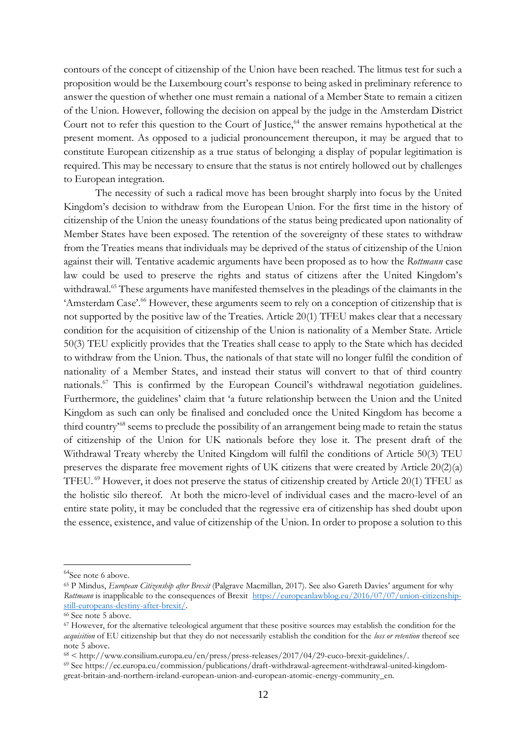contours of the concept of citizenship of the Union have been reached. The litmus test for such a proposition would be the Luxembourg court's response to being asked in preliminary reference to answer the question of whether one must remain a national of a Member State to remain a citizen of the Union. However, following the decision on appeal by the judge in the Amsterdam District Court not to refer this question to the Court of Justice,[64] the answer remains hypothetical at the present moment. As opposed to a judicial pronouncement thereupon, it may be argued that to constitute European citizenship as a true status of belonging a display of popular legitimation is required. This may be necessary to ensure that the status is not entirely hollowed out by challenges to European integration.

The necessity of such a radical move has been brought sharply into focus by the United Kingdom's decision to withdraw from the European Union. For the first time in the history of citizenship of the Union the uneasy foundations of the status being predicated upon nationality of Member States have been exposed. The retention of the sovereignty of these states to withdraw from the Treaties means that individuals may be deprived of the status of citizenship of the Union against their will. Tentative academic arguments have been proposed as to how the *Rottmann* case law could be used to preserve the rights and status of citizens after the United Kingdom's withdrawal.[65] These arguments have manifested themselves in the pleadings of the claimants in the 'Amsterdam Case'.[66] However, these arguments seem to rely on a conception of citizenship that is not supported by the positive law of the Treaties. Article 20(1) TFEU makes clear that a necessary condition for the acquisition of citizenship of the Union is nationality of a Member State. Article 50(3) TEU explicitly provides that the Treaties shall cease to apply to the State which has decided to withdraw from the Union. Thus, the nationals of that state will no longer fulfil the condition of nationality of a Member States, and instead their status will convert to that of third country nationals.[67] This is confirmed by the European Council's withdrawal negotiation guidelines. Furthermore, the guidelines' claim that 'a future relationship between the Union and the United Kingdom as such can only be finalised and concluded once the United Kingdom has become a third country'[68] seems to preclude the possibility of an arrangement being made to retain the status of citizenship of the Union for UK nationals before they lose it. The present draft of the Withdrawal Treaty whereby the United Kingdom will fulfil the conditions of Article 50(3) TEU preserves the disparate free movement rights of UK citizens that were created by Article 20(2)(a) TFEU.[69] However, it does not preserve the status of citizenship created by Article 20(1) TFEU as the holistic silo thereof. At both the micro-level of individual cases and the macro-level of an entire state polity, it may be concluded that the regressive era of citizenship has shed doubt upon the essence, existence, and value of citizenship of the Union. In order to propose a solution to this

---

[64] See note 6 above.

[65] P Mindus, *European Citizenship after Brexit* (Palgrave Macmillan, 2017). See also Gareth Davies' argument for why *Rottmann* is inapplicable to the consequences of Brexit https://europeanlawblog.eu/2016/07/07/union-citizenship-still-europeans-destiny-after-brexit/.

[66] See note 5 above.

[67] However, for the alternative teleological argument that these positive sources may establish the condition for the *acquisition* of EU citizenship but that they do not necessarily establish the condition for the *loss or retention* thereof see note 5 above.

[68] < http://www.consilium.europa.eu/en/press/press-releases/2017/04/29-euco-brexit-guidelines/.

[69] See https://ec.europa.eu/commission/publications/draft-withdrawal-agreement-withdrawal-united-kingdom-great-britain-and-northern-ireland-european-union-and-european-atomic-energy-community_en.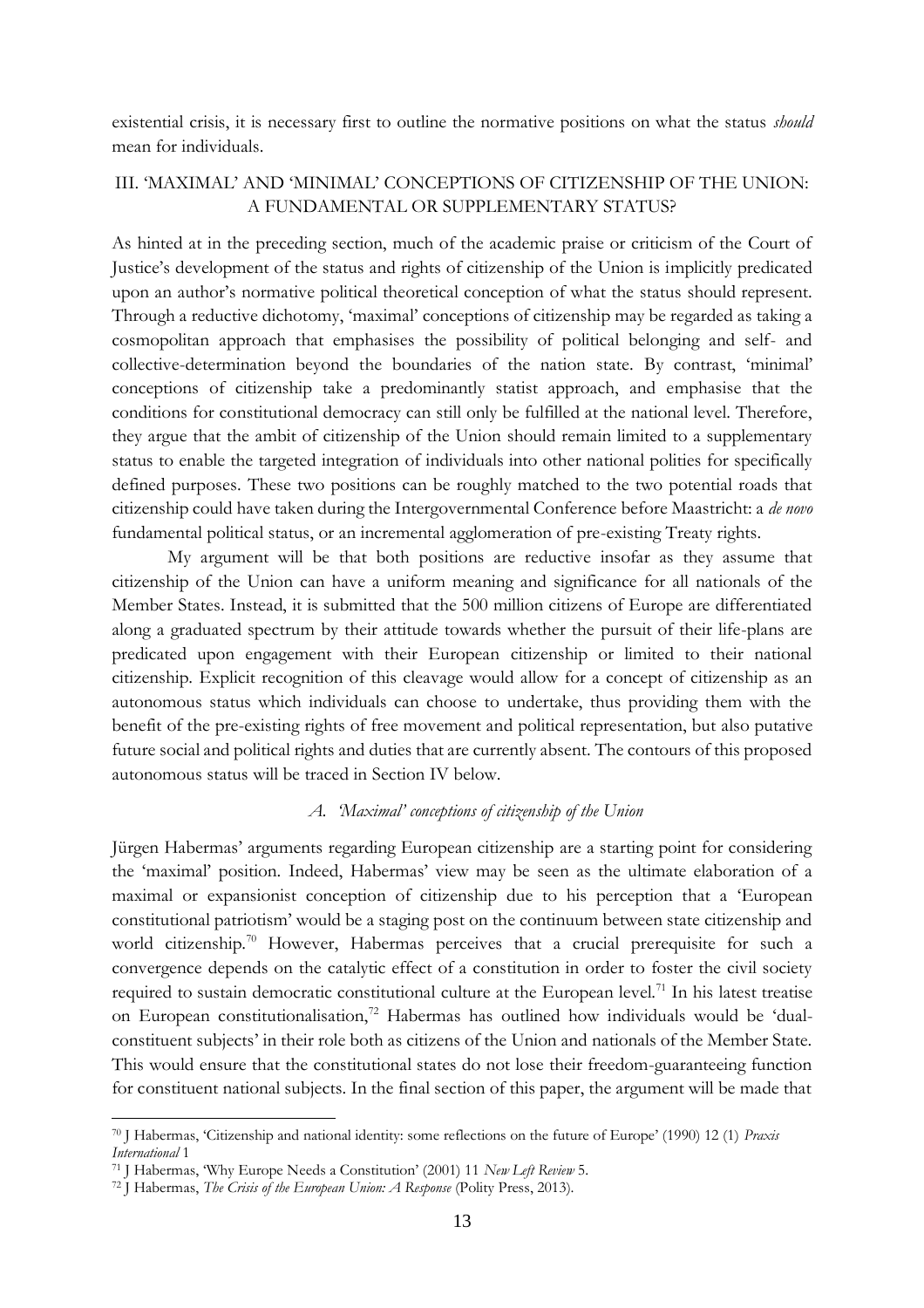existential crisis, it is necessary first to outline the normative positions on what the status *should* mean for individuals.

## III. 'MAXIMAL' AND 'MINIMAL' CONCEPTIONS OF CITIZENSHIP OF THE UNION: A FUNDAMENTAL OR SUPPLEMENTARY STATUS?

As hinted at in the preceding section, much of the academic praise or criticism of the Court of Justice's development of the status and rights of citizenship of the Union is implicitly predicated upon an author's normative political theoretical conception of what the status should represent. Through a reductive dichotomy, 'maximal' conceptions of citizenship may be regarded as taking a cosmopolitan approach that emphasises the possibility of political belonging and self- and collective-determination beyond the boundaries of the nation state. By contrast, 'minimal' conceptions of citizenship take a predominantly statist approach, and emphasise that the conditions for constitutional democracy can still only be fulfilled at the national level. Therefore, they argue that the ambit of citizenship of the Union should remain limited to a supplementary status to enable the targeted integration of individuals into other national polities for specifically defined purposes. These two positions can be roughly matched to the two potential roads that citizenship could have taken during the Intergovernmental Conference before Maastricht: a *de novo* fundamental political status, or an incremental agglomeration of pre-existing Treaty rights.

My argument will be that both positions are reductive insofar as they assume that citizenship of the Union can have a uniform meaning and significance for all nationals of the Member States. Instead, it is submitted that the 500 million citizens of Europe are differentiated along a graduated spectrum by their attitude towards whether the pursuit of their life-plans are predicated upon engagement with their European citizenship or limited to their national citizenship. Explicit recognition of this cleavage would allow for a concept of citizenship as an autonomous status which individuals can choose to undertake, thus providing them with the benefit of the pre-existing rights of free movement and political representation, but also putative future social and political rights and duties that are currently absent. The contours of this proposed autonomous status will be traced in Section IV below.

### *A. 'Maximal' conceptions of citizenship of the Union*

Jürgen Habermas' arguments regarding European citizenship are a starting point for considering the 'maximal' position. Indeed, Habermas' view may be seen as the ultimate elaboration of a maximal or expansionist conception of citizenship due to his perception that a 'European constitutional patriotism' would be a staging post on the continuum between state citizenship and world citizenship.[70] However, Habermas perceives that a crucial prerequisite for such a convergence depends on the catalytic effect of a constitution in order to foster the civil society required to sustain democratic constitutional culture at the European level.[71] In his latest treatise on European constitutionalisation,[72] Habermas has outlined how individuals would be 'dual-constituent subjects' in their role both as citizens of the Union and nationals of the Member State. This would ensure that the constitutional states do not lose their freedom-guaranteeing function for constituent national subjects. In the final section of this paper, the argument will be made that

[70] J Habermas, 'Citizenship and national identity: some reflections on the future of Europe' (1990) 12 (1) *Praxis International* 1

[71] J Habermas, 'Why Europe Needs a Constitution' (2001) 11 *New Left Review* 5.

[72] J Habermas, *The Crisis of the European Union: A Response* (Polity Press, 2013).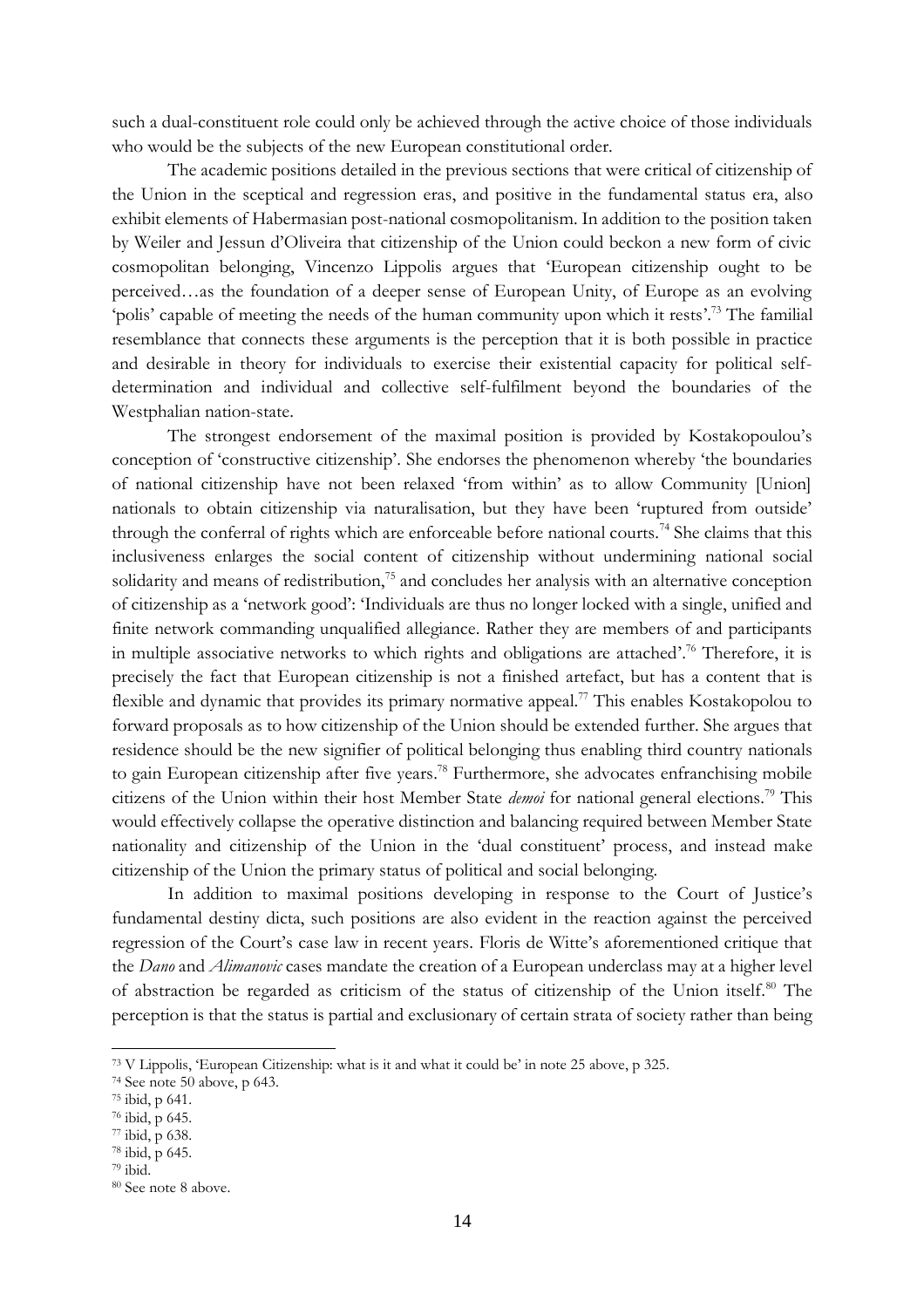such a dual-constituent role could only be achieved through the active choice of those individuals who would be the subjects of the new European constitutional order.

The academic positions detailed in the previous sections that were critical of citizenship of the Union in the sceptical and regression eras, and positive in the fundamental status era, also exhibit elements of Habermasian post-national cosmopolitanism. In addition to the position taken by Weiler and Jessun d'Oliveira that citizenship of the Union could beckon a new form of civic cosmopolitan belonging, Vincenzo Lippolis argues that 'European citizenship ought to be perceived…as the foundation of a deeper sense of European Unity, of Europe as an evolving 'polis' capable of meeting the needs of the human community upon which it rests'.[73] The familial resemblance that connects these arguments is the perception that it is both possible in practice and desirable in theory for individuals to exercise their existential capacity for political self-determination and individual and collective self-fulfilment beyond the boundaries of the Westphalian nation-state.

The strongest endorsement of the maximal position is provided by Kostakopoulou's conception of 'constructive citizenship'. She endorses the phenomenon whereby 'the boundaries of national citizenship have not been relaxed 'from within' as to allow Community [Union] nationals to obtain citizenship via naturalisation, but they have been 'ruptured from outside' through the conferral of rights which are enforceable before national courts.[74] She claims that this inclusiveness enlarges the social content of citizenship without undermining national social solidarity and means of redistribution,[75] and concludes her analysis with an alternative conception of citizenship as a 'network good': 'Individuals are thus no longer locked with a single, unified and finite network commanding unqualified allegiance. Rather they are members of and participants in multiple associative networks to which rights and obligations are attached'.[76] Therefore, it is precisely the fact that European citizenship is not a finished artefact, but has a content that is flexible and dynamic that provides its primary normative appeal.[77] This enables Kostakopolou to forward proposals as to how citizenship of the Union should be extended further. She argues that residence should be the new signifier of political belonging thus enabling third country nationals to gain European citizenship after five years.[78] Furthermore, she advocates enfranchising mobile citizens of the Union within their host Member State *demoi* for national general elections.[79] This would effectively collapse the operative distinction and balancing required between Member State nationality and citizenship of the Union in the 'dual constituent' process, and instead make citizenship of the Union the primary status of political and social belonging.

In addition to maximal positions developing in response to the Court of Justice's fundamental destiny dicta, such positions are also evident in the reaction against the perceived regression of the Court's case law in recent years. Floris de Witte's aforementioned critique that the *Dano* and *Alimanovic* cases mandate the creation of a European underclass may at a higher level of abstraction be regarded as criticism of the status of citizenship of the Union itself.[80] The perception is that the status is partial and exclusionary of certain strata of society rather than being

---

[73] V Lippolis, 'European Citizenship: what is it and what it could be' in note 25 above, p 325.

[74] See note 50 above, p 643.

[75] ibid, p 641.

[76] ibid, p 645.

[77] ibid, p 638.

[78] ibid, p 645.

[79] ibid.

[80] See note 8 above.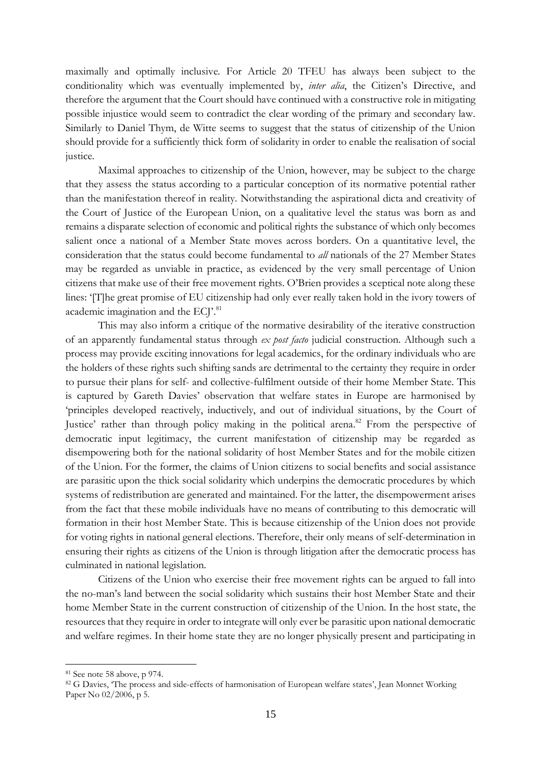maximally and optimally inclusive. For Article 20 TFEU has always been subject to the conditionality which was eventually implemented by, *inter alia*, the Citizen's Directive, and therefore the argument that the Court should have continued with a constructive role in mitigating possible injustice would seem to contradict the clear wording of the primary and secondary law. Similarly to Daniel Thym, de Witte seems to suggest that the status of citizenship of the Union should provide for a sufficiently thick form of solidarity in order to enable the realisation of social justice.

Maximal approaches to citizenship of the Union, however, may be subject to the charge that they assess the status according to a particular conception of its normative potential rather than the manifestation thereof in reality. Notwithstanding the aspirational dicta and creativity of the Court of Justice of the European Union, on a qualitative level the status was born as and remains a disparate selection of economic and political rights the substance of which only becomes salient once a national of a Member State moves across borders. On a quantitative level, the consideration that the status could become fundamental to *all* nationals of the 27 Member States may be regarded as unviable in practice, as evidenced by the very small percentage of Union citizens that make use of their free movement rights. O'Brien provides a sceptical note along these lines: '[T]he great promise of EU citizenship had only ever really taken hold in the ivory towers of academic imagination and the ECJ'.[81]

This may also inform a critique of the normative desirability of the iterative construction of an apparently fundamental status through *ex post facto* judicial construction. Although such a process may provide exciting innovations for legal academics, for the ordinary individuals who are the holders of these rights such shifting sands are detrimental to the certainty they require in order to pursue their plans for self- and collective-fulfilment outside of their home Member State. This is captured by Gareth Davies' observation that welfare states in Europe are harmonised by 'principles developed reactively, inductively, and out of individual situations, by the Court of Justice' rather than through policy making in the political arena.[82] From the perspective of democratic input legitimacy, the current manifestation of citizenship may be regarded as disempowering both for the national solidarity of host Member States and for the mobile citizen of the Union. For the former, the claims of Union citizens to social benefits and social assistance are parasitic upon the thick social solidarity which underpins the democratic procedures by which systems of redistribution are generated and maintained. For the latter, the disempowerment arises from the fact that these mobile individuals have no means of contributing to this democratic will formation in their host Member State. This is because citizenship of the Union does not provide for voting rights in national general elections. Therefore, their only means of self-determination in ensuring their rights as citizens of the Union is through litigation after the democratic process has culminated in national legislation.

Citizens of the Union who exercise their free movement rights can be argued to fall into the no-man's land between the social solidarity which sustains their host Member State and their home Member State in the current construction of citizenship of the Union. In the host state, the resources that they require in order to integrate will only ever be parasitic upon national democratic and welfare regimes. In their home state they are no longer physically present and participating in

---

[81] See note 58 above, p 974.

[82] G Davies, 'The process and side-effects of harmonisation of European welfare states', Jean Monnet Working Paper No 02/2006, p 5.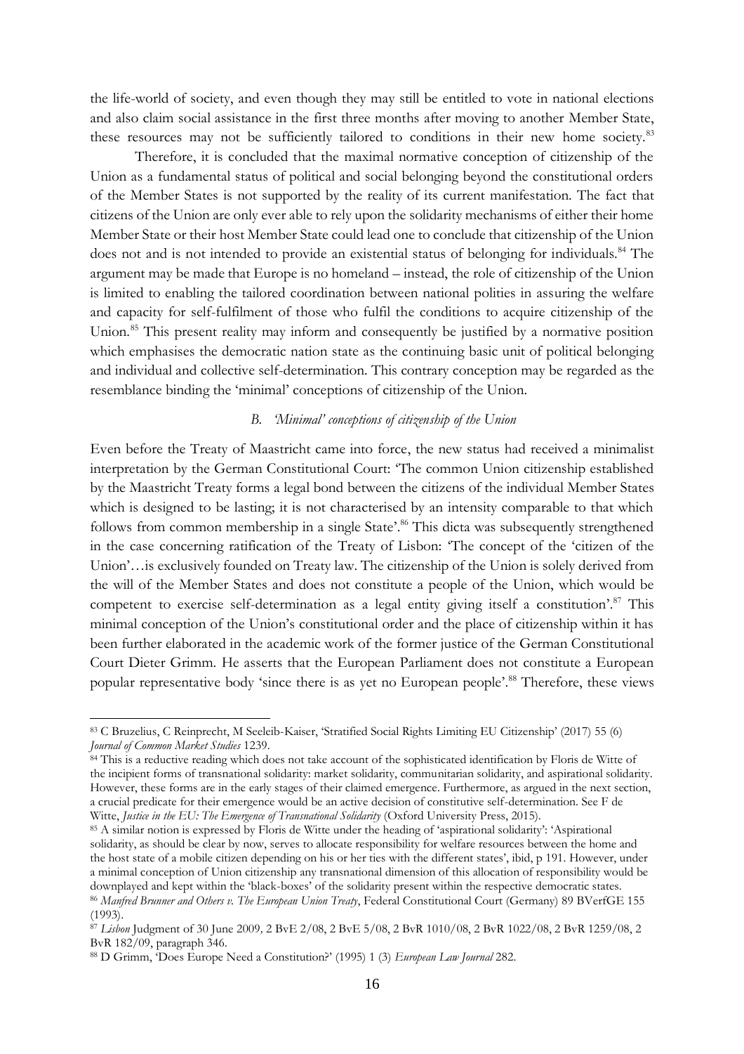the life-world of society, and even though they may still be entitled to vote in national elections and also claim social assistance in the first three months after moving to another Member State, these resources may not be sufficiently tailored to conditions in their new home society.[83]

Therefore, it is concluded that the maximal normative conception of citizenship of the Union as a fundamental status of political and social belonging beyond the constitutional orders of the Member States is not supported by the reality of its current manifestation. The fact that citizens of the Union are only ever able to rely upon the solidarity mechanisms of either their home Member State or their host Member State could lead one to conclude that citizenship of the Union does not and is not intended to provide an existential status of belonging for individuals.[84] The argument may be made that Europe is no homeland – instead, the role of citizenship of the Union is limited to enabling the tailored coordination between national polities in assuring the welfare and capacity for self-fulfilment of those who fulfil the conditions to acquire citizenship of the Union.[85] This present reality may inform and consequently be justified by a normative position which emphasises the democratic nation state as the continuing basic unit of political belonging and individual and collective self-determination. This contrary conception may be regarded as the resemblance binding the 'minimal' conceptions of citizenship of the Union.

### *B. 'Minimal' conceptions of citizenship of the Union*

Even before the Treaty of Maastricht came into force, the new status had received a minimalist interpretation by the German Constitutional Court: 'The common Union citizenship established by the Maastricht Treaty forms a legal bond between the citizens of the individual Member States which is designed to be lasting; it is not characterised by an intensity comparable to that which follows from common membership in a single State'.[86] This dicta was subsequently strengthened in the case concerning ratification of the Treaty of Lisbon: 'The concept of the 'citizen of the Union'…is exclusively founded on Treaty law. The citizenship of the Union is solely derived from the will of the Member States and does not constitute a people of the Union, which would be competent to exercise self-determination as a legal entity giving itself a constitution'.[87] This minimal conception of the Union's constitutional order and the place of citizenship within it has been further elaborated in the academic work of the former justice of the German Constitutional Court Dieter Grimm. He asserts that the European Parliament does not constitute a European popular representative body 'since there is as yet no European people'.[88] Therefore, these views

---

[83] C Bruzelius, C Reinprecht, M Seeleib-Kaiser, 'Stratified Social Rights Limiting EU Citizenship' (2017) 55 (6) *Journal of Common Market Studies* 1239.

[84] This is a reductive reading which does not take account of the sophisticated identification by Floris de Witte of the incipient forms of transnational solidarity: market solidarity, communitarian solidarity, and aspirational solidarity. However, these forms are in the early stages of their claimed emergence. Furthermore, as argued in the next section, a crucial predicate for their emergence would be an active decision of constitutive self-determination. See F de Witte, *Justice in the EU: The Emergence of Transnational Solidarity* (Oxford University Press, 2015).

[85] A similar notion is expressed by Floris de Witte under the heading of 'aspirational solidarity': 'Aspirational solidarity, as should be clear by now, serves to allocate responsibility for welfare resources between the home and the host state of a mobile citizen depending on his or her ties with the different states', ibid, p 191. However, under a minimal conception of Union citizenship any transnational dimension of this allocation of responsibility would be downplayed and kept within the 'black-boxes' of the solidarity present within the respective democratic states.

[86] *Manfred Brunner and Others v. The European Union Treaty*, Federal Constitutional Court (Germany) 89 BVerfGE 155 (1993).

[87] *Lisbon* Judgment of 30 June 2009, 2 BvE 2/08, 2 BvE 5/08, 2 BvR 1010/08, 2 BvR 1022/08, 2 BvR 1259/08, 2 BvR 182/09, paragraph 346.

[88] D Grimm, 'Does Europe Need a Constitution?' (1995) 1 (3) *European Law Journal* 282.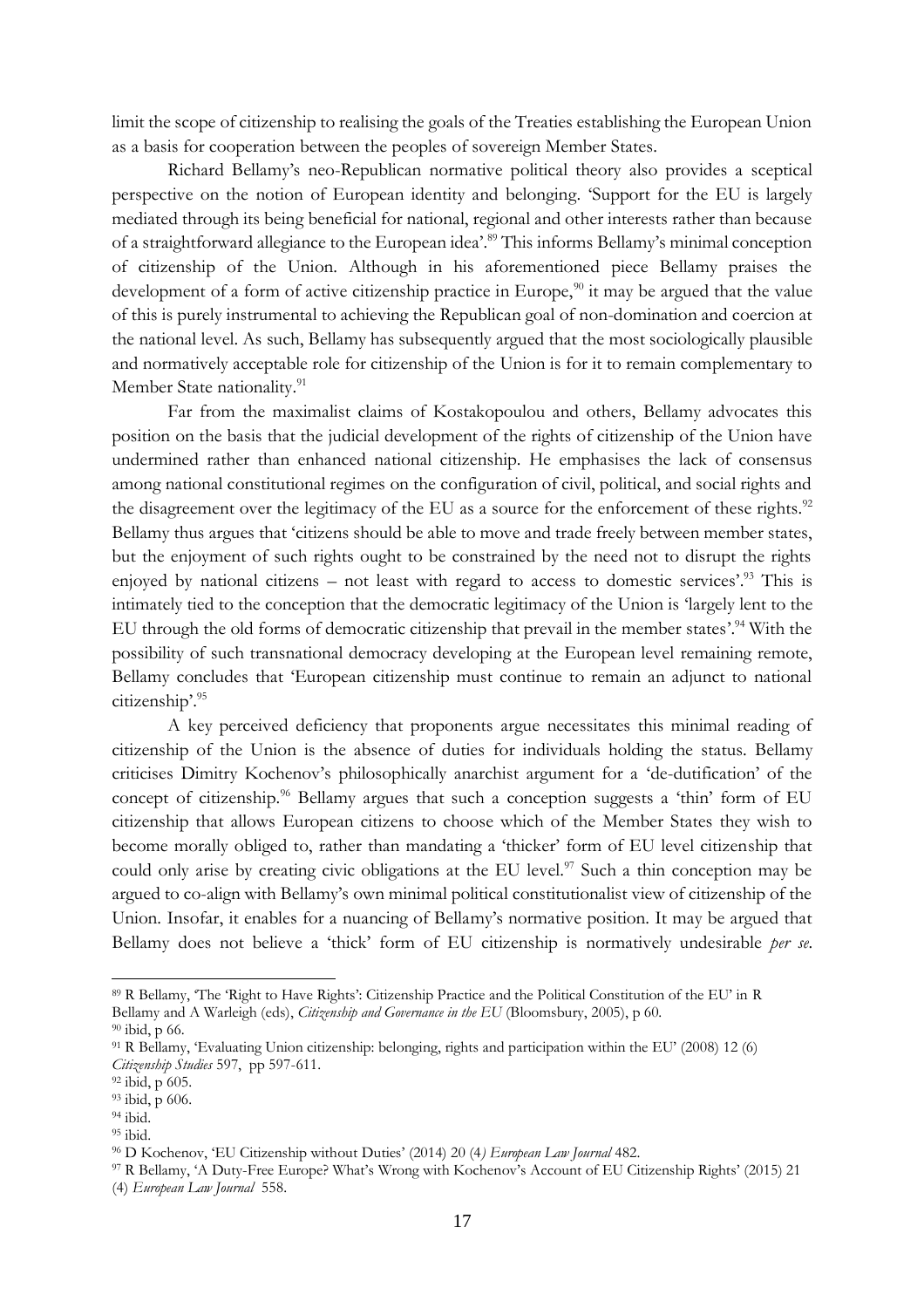limit the scope of citizenship to realising the goals of the Treaties establishing the European Union as a basis for cooperation between the peoples of sovereign Member States.

Richard Bellamy's neo-Republican normative political theory also provides a sceptical perspective on the notion of European identity and belonging. 'Support for the EU is largely mediated through its being beneficial for national, regional and other interests rather than because of a straightforward allegiance to the European idea'.[89] This informs Bellamy's minimal conception of citizenship of the Union. Although in his aforementioned piece Bellamy praises the development of a form of active citizenship practice in Europe,[90] it may be argued that the value of this is purely instrumental to achieving the Republican goal of non-domination and coercion at the national level. As such, Bellamy has subsequently argued that the most sociologically plausible and normatively acceptable role for citizenship of the Union is for it to remain complementary to Member State nationality.[91]

Far from the maximalist claims of Kostakopoulou and others, Bellamy advocates this position on the basis that the judicial development of the rights of citizenship of the Union have undermined rather than enhanced national citizenship. He emphasises the lack of consensus among national constitutional regimes on the configuration of civil, political, and social rights and the disagreement over the legitimacy of the EU as a source for the enforcement of these rights.[92] Bellamy thus argues that 'citizens should be able to move and trade freely between member states, but the enjoyment of such rights ought to be constrained by the need not to disrupt the rights enjoyed by national citizens – not least with regard to access to domestic services'.[93] This is intimately tied to the conception that the democratic legitimacy of the Union is 'largely lent to the EU through the old forms of democratic citizenship that prevail in the member states'.[94] With the possibility of such transnational democracy developing at the European level remaining remote, Bellamy concludes that 'European citizenship must continue to remain an adjunct to national citizenship'.[95]

A key perceived deficiency that proponents argue necessitates this minimal reading of citizenship of the Union is the absence of duties for individuals holding the status. Bellamy criticises Dimitry Kochenov's philosophically anarchist argument for a 'de-dutification' of the concept of citizenship.[96] Bellamy argues that such a conception suggests a 'thin' form of EU citizenship that allows European citizens to choose which of the Member States they wish to become morally obliged to, rather than mandating a 'thicker' form of EU level citizenship that could only arise by creating civic obligations at the EU level.[97] Such a thin conception may be argued to co-align with Bellamy's own minimal political constitutionalist view of citizenship of the Union. Insofar, it enables for a nuancing of Bellamy's normative position. It may be argued that Bellamy does not believe a 'thick' form of EU citizenship is normatively undesirable *per se*.

---

[89] R Bellamy, 'The 'Right to Have Rights': Citizenship Practice and the Political Constitution of the EU' in R Bellamy and A Warleigh (eds), *Citizenship and Governance in the EU* (Bloomsbury, 2005), p 60.

[90] ibid, p 66.

[91] R Bellamy, 'Evaluating Union citizenship: belonging, rights and participation within the EU' (2008) 12 (6) *Citizenship Studies* 597, pp 597-611.

[92] ibid, p 605.

[93] ibid, p 606.

[94] ibid.

[95] ibid.

[96] D Kochenov, 'EU Citizenship without Duties' (2014) 20 (4*) European Law Journal* 482.

[97] R Bellamy, 'A Duty-Free Europe? What's Wrong with Kochenov's Account of EU Citizenship Rights' (2015) 21 (4) *European Law Journal* 558.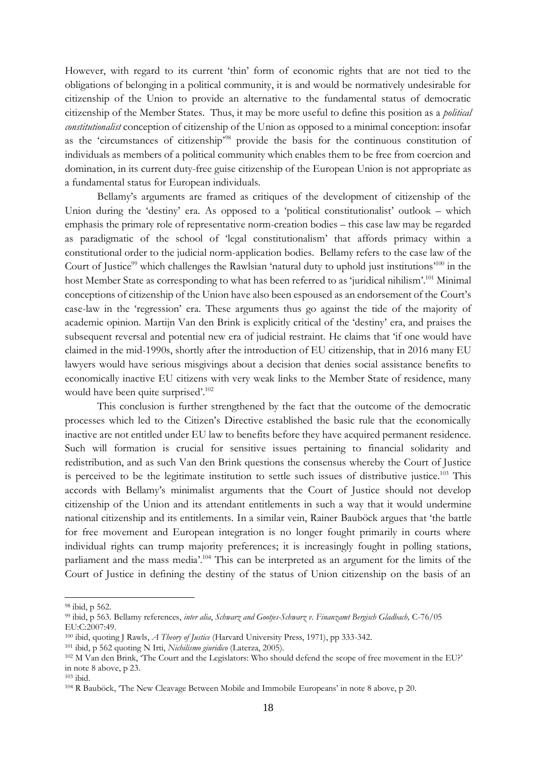However, with regard to its current 'thin' form of economic rights that are not tied to the obligations of belonging in a political community, it is and would be normatively undesirable for citizenship of the Union to provide an alternative to the fundamental status of democratic citizenship of the Member States. Thus, it may be more useful to define this position as a *political constitutionalist* conception of citizenship of the Union as opposed to a minimal conception: insofar as the 'circumstances of citizenship'[98] provide the basis for the continuous constitution of individuals as members of a political community which enables them to be free from coercion and domination, in its current duty-free guise citizenship of the European Union is not appropriate as a fundamental status for European individuals.

Bellamy's arguments are framed as critiques of the development of citizenship of the Union during the 'destiny' era. As opposed to a 'political constitutionalist' outlook – which emphasis the primary role of representative norm-creation bodies – this case law may be regarded as paradigmatic of the school of 'legal constitutionalism' that affords primacy within a constitutional order to the judicial norm-application bodies. Bellamy refers to the case law of the Court of Justice[99] which challenges the Rawlsian 'natural duty to uphold just institutions'[100] in the host Member State as corresponding to what has been referred to as 'juridical nihilism'.[101] Minimal conceptions of citizenship of the Union have also been espoused as an endorsement of the Court's case-law in the 'regression' era. These arguments thus go against the tide of the majority of academic opinion. Martijn Van den Brink is explicitly critical of the 'destiny' era, and praises the subsequent reversal and potential new era of judicial restraint. He claims that 'if one would have claimed in the mid-1990s, shortly after the introduction of EU citizenship, that in 2016 many EU lawyers would have serious misgivings about a decision that denies social assistance benefits to economically inactive EU citizens with very weak links to the Member State of residence, many would have been quite surprised'.[102]

This conclusion is further strengthened by the fact that the outcome of the democratic processes which led to the Citizen's Directive established the basic rule that the economically inactive are not entitled under EU law to benefits before they have acquired permanent residence. Such will formation is crucial for sensitive issues pertaining to financial solidarity and redistribution, and as such Van den Brink questions the consensus whereby the Court of Justice is perceived to be the legitimate institution to settle such issues of distributive justice.[103] This accords with Bellamy's minimalist arguments that the Court of Justice should not develop citizenship of the Union and its attendant entitlements in such a way that it would undermine national citizenship and its entitlements. In a similar vein, Rainer Bauböck argues that 'the battle for free movement and European integration is no longer fought primarily in courts where individual rights can trump majority preferences; it is increasingly fought in polling stations, parliament and the mass media'.[104] This can be interpreted as an argument for the limits of the Court of Justice in defining the destiny of the status of Union citizenship on the basis of an

[98] ibid, p 562.

[99] ibid, p 563. Bellamy references, *inter alia*, *Schwarz and Gootjes-Schwarz v. Finanzamt Bergisch Gladbach,* C-76/05 EU:C:2007:49.

[100] ibid, quoting J Rawls, *A Theory of Justice* (Harvard University Press, 1971), pp 333-342.

[101] ibid, p 562 quoting N Irti, *Nichilismo giuridico* (Laterza, 2005).

[102] M Van den Brink, 'The Court and the Legislators: Who should defend the scope of free movement in the EU?' in note 8 above, p 23.

[103] ibid.

[104] R Bauböck, 'The New Cleavage Between Mobile and Immobile Europeans' in note 8 above, p 20.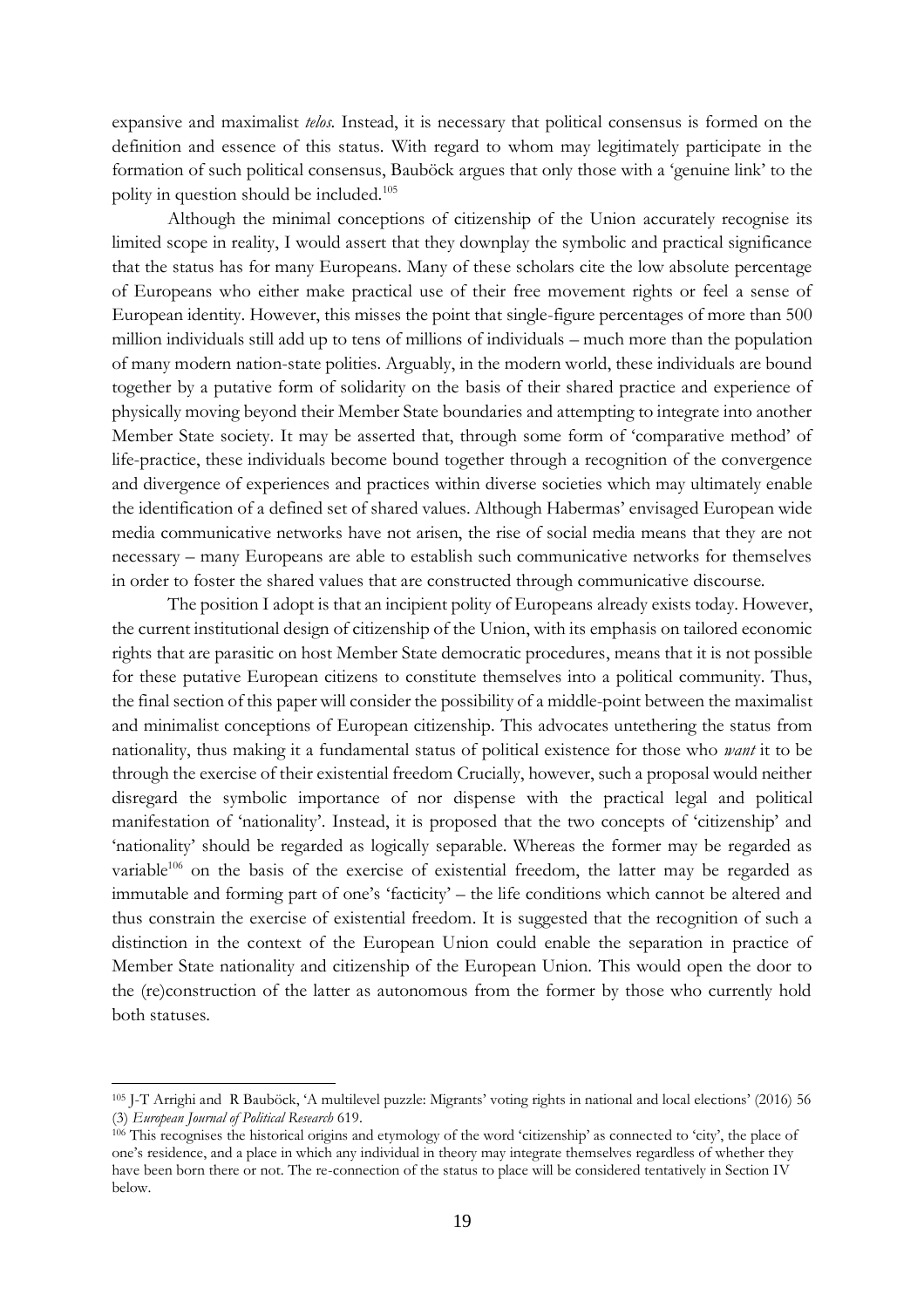expansive and maximalist *telos*. Instead, it is necessary that political consensus is formed on the definition and essence of this status. With regard to whom may legitimately participate in the formation of such political consensus, Bauböck argues that only those with a 'genuine link' to the polity in question should be included.[105]

Although the minimal conceptions of citizenship of the Union accurately recognise its limited scope in reality, I would assert that they downplay the symbolic and practical significance that the status has for many Europeans. Many of these scholars cite the low absolute percentage of Europeans who either make practical use of their free movement rights or feel a sense of European identity. However, this misses the point that single-figure percentages of more than 500 million individuals still add up to tens of millions of individuals – much more than the population of many modern nation-state polities. Arguably, in the modern world, these individuals are bound together by a putative form of solidarity on the basis of their shared practice and experience of physically moving beyond their Member State boundaries and attempting to integrate into another Member State society. It may be asserted that, through some form of 'comparative method' of life-practice, these individuals become bound together through a recognition of the convergence and divergence of experiences and practices within diverse societies which may ultimately enable the identification of a defined set of shared values. Although Habermas' envisaged European wide media communicative networks have not arisen, the rise of social media means that they are not necessary – many Europeans are able to establish such communicative networks for themselves in order to foster the shared values that are constructed through communicative discourse.

The position I adopt is that an incipient polity of Europeans already exists today. However, the current institutional design of citizenship of the Union, with its emphasis on tailored economic rights that are parasitic on host Member State democratic procedures, means that it is not possible for these putative European citizens to constitute themselves into a political community. Thus, the final section of this paper will consider the possibility of a middle-point between the maximalist and minimalist conceptions of European citizenship. This advocates untethering the status from nationality, thus making it a fundamental status of political existence for those who *want* it to be through the exercise of their existential freedom Crucially, however, such a proposal would neither disregard the symbolic importance of nor dispense with the practical legal and political manifestation of 'nationality'. Instead, it is proposed that the two concepts of 'citizenship' and 'nationality' should be regarded as logically separable. Whereas the former may be regarded as variable[106] on the basis of the exercise of existential freedom, the latter may be regarded as immutable and forming part of one's 'facticity' – the life conditions which cannot be altered and thus constrain the exercise of existential freedom. It is suggested that the recognition of such a distinction in the context of the European Union could enable the separation in practice of Member State nationality and citizenship of the European Union. This would open the door to the (re)construction of the latter as autonomous from the former by those who currently hold both statuses.

---

[105] J-T Arrighi and R Bauböck, 'A multilevel puzzle: Migrants' voting rights in national and local elections' (2016) 56 (3) *European Journal of Political Research* 619.

[106] This recognises the historical origins and etymology of the word 'citizenship' as connected to 'city', the place of one's residence, and a place in which any individual in theory may integrate themselves regardless of whether they have been born there or not. The re-connection of the status to place will be considered tentatively in Section IV below.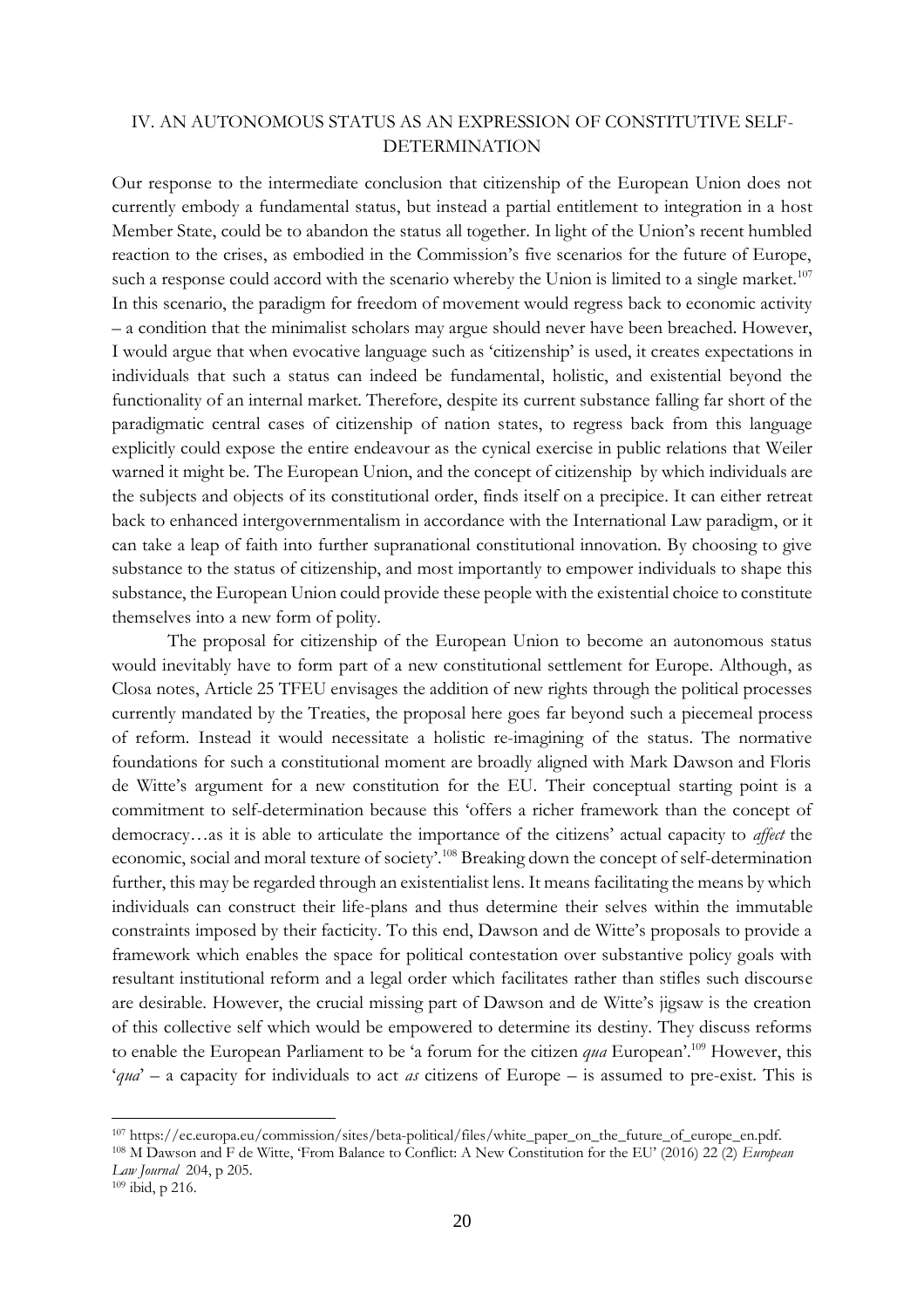## IV. AN AUTONOMOUS STATUS AS AN EXPRESSION OF CONSTITUTIVE SELF-DETERMINATION

Our response to the intermediate conclusion that citizenship of the European Union does not currently embody a fundamental status, but instead a partial entitlement to integration in a host Member State, could be to abandon the status all together. In light of the Union's recent humbled reaction to the crises, as embodied in the Commission's five scenarios for the future of Europe, such a response could accord with the scenario whereby the Union is limited to a single market.[107] In this scenario, the paradigm for freedom of movement would regress back to economic activity – a condition that the minimalist scholars may argue should never have been breached. However, I would argue that when evocative language such as 'citizenship' is used, it creates expectations in individuals that such a status can indeed be fundamental, holistic, and existential beyond the functionality of an internal market. Therefore, despite its current substance falling far short of the paradigmatic central cases of citizenship of nation states, to regress back from this language explicitly could expose the entire endeavour as the cynical exercise in public relations that Weiler warned it might be. The European Union, and the concept of citizenship by which individuals are the subjects and objects of its constitutional order, finds itself on a precipice. It can either retreat back to enhanced intergovernmentalism in accordance with the International Law paradigm, or it can take a leap of faith into further supranational constitutional innovation. By choosing to give substance to the status of citizenship, and most importantly to empower individuals to shape this substance, the European Union could provide these people with the existential choice to constitute themselves into a new form of polity.

The proposal for citizenship of the European Union to become an autonomous status would inevitably have to form part of a new constitutional settlement for Europe. Although, as Closa notes, Article 25 TFEU envisages the addition of new rights through the political processes currently mandated by the Treaties, the proposal here goes far beyond such a piecemeal process of reform. Instead it would necessitate a holistic re-imagining of the status. The normative foundations for such a constitutional moment are broadly aligned with Mark Dawson and Floris de Witte's argument for a new constitution for the EU. Their conceptual starting point is a commitment to self-determination because this 'offers a richer framework than the concept of democracy…as it is able to articulate the importance of the citizens' actual capacity to *affect* the economic, social and moral texture of society'.[108] Breaking down the concept of self-determination further, this may be regarded through an existentialist lens. It means facilitating the means by which individuals can construct their life-plans and thus determine their selves within the immutable constraints imposed by their facticity. To this end, Dawson and de Witte's proposals to provide a framework which enables the space for political contestation over substantive policy goals with resultant institutional reform and a legal order which facilitates rather than stifles such discourse are desirable. However, the crucial missing part of Dawson and de Witte's jigsaw is the creation of this collective self which would be empowered to determine its destiny. They discuss reforms to enable the European Parliament to be 'a forum for the citizen *qua* European'.[109] However, this '*qua*' – a capacity for individuals to act *as* citizens of Europe – is assumed to pre-exist. This is

[107] https://ec.europa.eu/commission/sites/beta-political/files/white_paper_on_the_future_of_europe_en.pdf.

[108] M Dawson and F de Witte, 'From Balance to Conflict: A New Constitution for the EU' (2016) 22 (2) *European Law Journal* 204, p 205.

[109] ibid, p 216.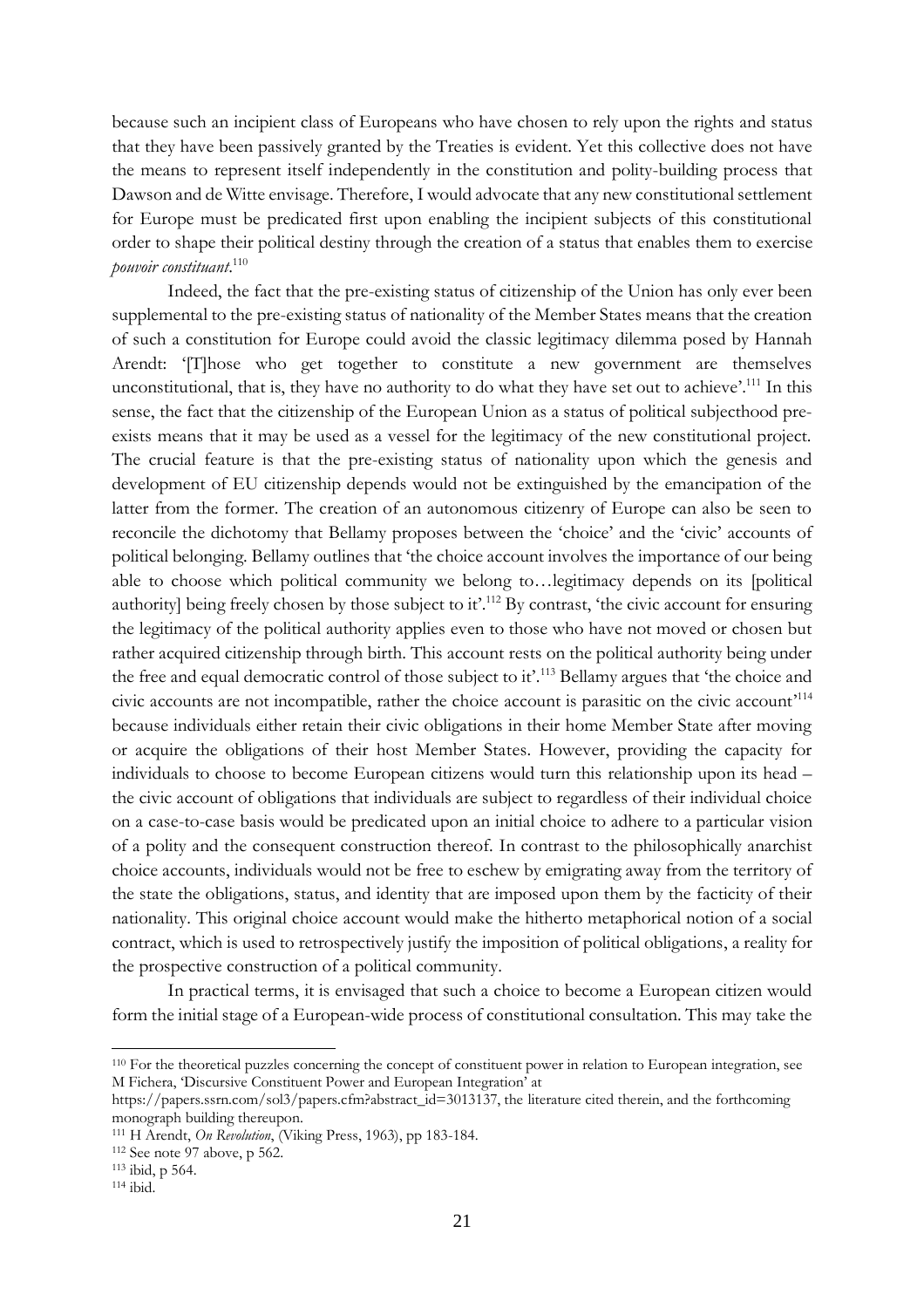because such an incipient class of Europeans who have chosen to rely upon the rights and status that they have been passively granted by the Treaties is evident. Yet this collective does not have the means to represent itself independently in the constitution and polity-building process that Dawson and de Witte envisage. Therefore, I would advocate that any new constitutional settlement for Europe must be predicated first upon enabling the incipient subjects of this constitutional order to shape their political destiny through the creation of a status that enables them to exercise *pouvoir constituant*.[110]

Indeed, the fact that the pre-existing status of citizenship of the Union has only ever been supplemental to the pre-existing status of nationality of the Member States means that the creation of such a constitution for Europe could avoid the classic legitimacy dilemma posed by Hannah Arendt: '[T]hose who get together to constitute a new government are themselves unconstitutional, that is, they have no authority to do what they have set out to achieve'.[111] In this sense, the fact that the citizenship of the European Union as a status of political subjecthood pre-exists means that it may be used as a vessel for the legitimacy of the new constitutional project. The crucial feature is that the pre-existing status of nationality upon which the genesis and development of EU citizenship depends would not be extinguished by the emancipation of the latter from the former. The creation of an autonomous citizenry of Europe can also be seen to reconcile the dichotomy that Bellamy proposes between the 'choice' and the 'civic' accounts of political belonging. Bellamy outlines that 'the choice account involves the importance of our being able to choose which political community we belong to…legitimacy depends on its [political authority] being freely chosen by those subject to it'.[112] By contrast, 'the civic account for ensuring the legitimacy of the political authority applies even to those who have not moved or chosen but rather acquired citizenship through birth. This account rests on the political authority being under the free and equal democratic control of those subject to it'.[113] Bellamy argues that 'the choice and civic accounts are not incompatible, rather the choice account is parasitic on the civic account'[114] because individuals either retain their civic obligations in their home Member State after moving or acquire the obligations of their host Member States. However, providing the capacity for individuals to choose to become European citizens would turn this relationship upon its head – the civic account of obligations that individuals are subject to regardless of their individual choice on a case-to-case basis would be predicated upon an initial choice to adhere to a particular vision of a polity and the consequent construction thereof. In contrast to the philosophically anarchist choice accounts, individuals would not be free to eschew by emigrating away from the territory of the state the obligations, status, and identity that are imposed upon them by the facticity of their nationality. This original choice account would make the hitherto metaphorical notion of a social contract, which is used to retrospectively justify the imposition of political obligations, a reality for the prospective construction of a political community.

In practical terms, it is envisaged that such a choice to become a European citizen would form the initial stage of a European-wide process of constitutional consultation. This may take the

---

[110] For the theoretical puzzles concerning the concept of constituent power in relation to European integration, see M Fichera, 'Discursive Constituent Power and European Integration' at https://papers.ssrn.com/sol3/papers.cfm?abstract_id=3013137, the literature cited therein, and the forthcoming monograph building thereupon.

[111] H Arendt, *On Revolution*, (Viking Press, 1963), pp 183-184.

[112] See note 97 above, p 562.

[113] ibid, p 564.

[114] ibid.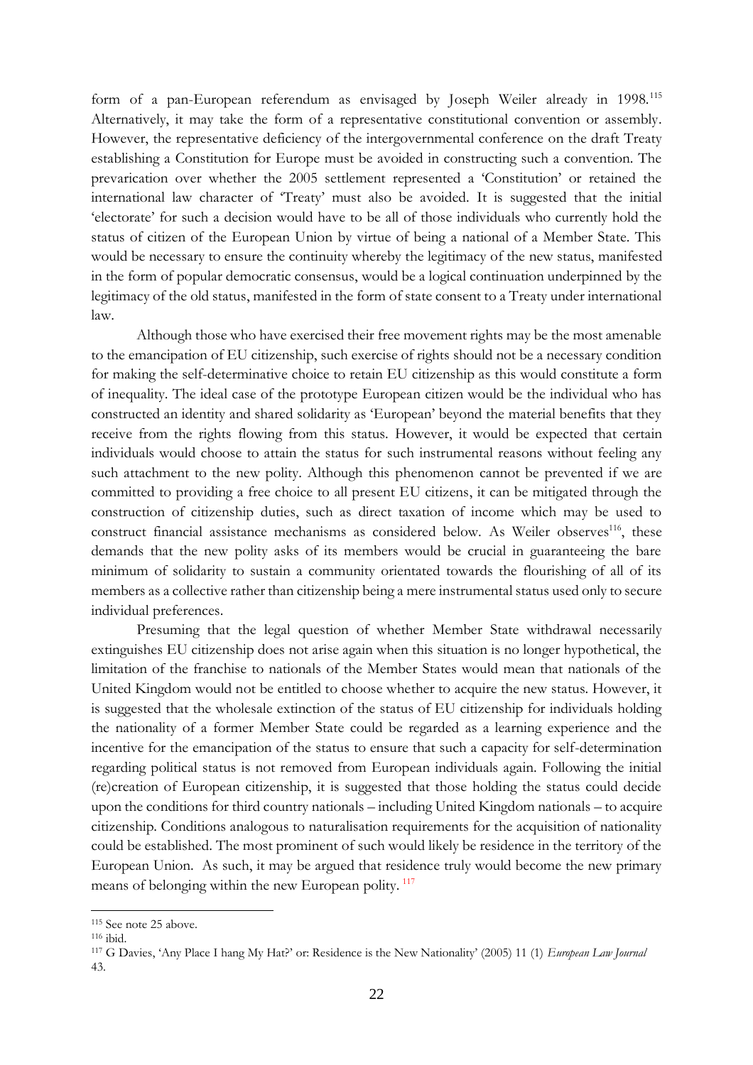form of a pan-European referendum as envisaged by Joseph Weiler already in 1998.[115] Alternatively, it may take the form of a representative constitutional convention or assembly. However, the representative deficiency of the intergovernmental conference on the draft Treaty establishing a Constitution for Europe must be avoided in constructing such a convention. The prevarication over whether the 2005 settlement represented a 'Constitution' or retained the international law character of 'Treaty' must also be avoided. It is suggested that the initial 'electorate' for such a decision would have to be all of those individuals who currently hold the status of citizen of the European Union by virtue of being a national of a Member State. This would be necessary to ensure the continuity whereby the legitimacy of the new status, manifested in the form of popular democratic consensus, would be a logical continuation underpinned by the legitimacy of the old status, manifested in the form of state consent to a Treaty under international law.

Although those who have exercised their free movement rights may be the most amenable to the emancipation of EU citizenship, such exercise of rights should not be a necessary condition for making the self-determinative choice to retain EU citizenship as this would constitute a form of inequality. The ideal case of the prototype European citizen would be the individual who has constructed an identity and shared solidarity as 'European' beyond the material benefits that they receive from the rights flowing from this status. However, it would be expected that certain individuals would choose to attain the status for such instrumental reasons without feeling any such attachment to the new polity. Although this phenomenon cannot be prevented if we are committed to providing a free choice to all present EU citizens, it can be mitigated through the construction of citizenship duties, such as direct taxation of income which may be used to construct financial assistance mechanisms as considered below. As Weiler observes[116], these demands that the new polity asks of its members would be crucial in guaranteeing the bare minimum of solidarity to sustain a community orientated towards the flourishing of all of its members as a collective rather than citizenship being a mere instrumental status used only to secure individual preferences.

Presuming that the legal question of whether Member State withdrawal necessarily extinguishes EU citizenship does not arise again when this situation is no longer hypothetical, the limitation of the franchise to nationals of the Member States would mean that nationals of the United Kingdom would not be entitled to choose whether to acquire the new status. However, it is suggested that the wholesale extinction of the status of EU citizenship for individuals holding the nationality of a former Member State could be regarded as a learning experience and the incentive for the emancipation of the status to ensure that such a capacity for self-determination regarding political status is not removed from European individuals again. Following the initial (re)creation of European citizenship, it is suggested that those holding the status could decide upon the conditions for third country nationals – including United Kingdom nationals – to acquire citizenship. Conditions analogous to naturalisation requirements for the acquisition of nationality could be established. The most prominent of such would likely be residence in the territory of the European Union. As such, it may be argued that residence truly would become the new primary means of belonging within the new European polity.[117]

---

[115] See note 25 above.

[116] ibid.

[117] G Davies, 'Any Place I hang My Hat?' or: Residence is the New Nationality' (2005) 11 (1) *European Law Journal* 43.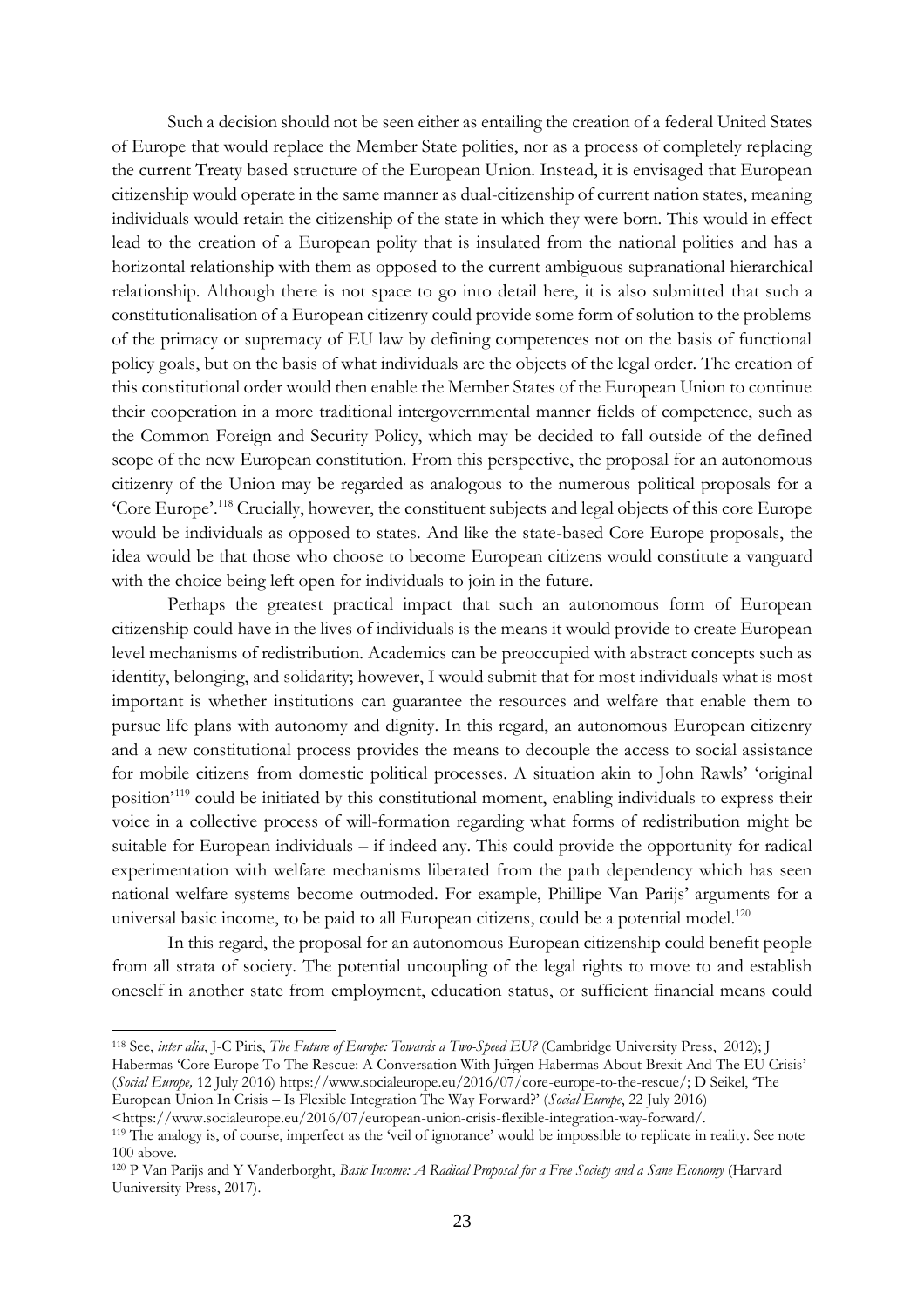Such a decision should not be seen either as entailing the creation of a federal United States of Europe that would replace the Member State polities, nor as a process of completely replacing the current Treaty based structure of the European Union. Instead, it is envisaged that European citizenship would operate in the same manner as dual-citizenship of current nation states, meaning individuals would retain the citizenship of the state in which they were born. This would in effect lead to the creation of a European polity that is insulated from the national polities and has a horizontal relationship with them as opposed to the current ambiguous supranational hierarchical relationship. Although there is not space to go into detail here, it is also submitted that such a constitutionalisation of a European citizenry could provide some form of solution to the problems of the primacy or supremacy of EU law by defining competences not on the basis of functional policy goals, but on the basis of what individuals are the objects of the legal order. The creation of this constitutional order would then enable the Member States of the European Union to continue their cooperation in a more traditional intergovernmental manner fields of competence, such as the Common Foreign and Security Policy, which may be decided to fall outside of the defined scope of the new European constitution. From this perspective, the proposal for an autonomous citizenry of the Union may be regarded as analogous to the numerous political proposals for a 'Core Europe'.[118] Crucially, however, the constituent subjects and legal objects of this core Europe would be individuals as opposed to states. And like the state-based Core Europe proposals, the idea would be that those who choose to become European citizens would constitute a vanguard with the choice being left open for individuals to join in the future.

Perhaps the greatest practical impact that such an autonomous form of European citizenship could have in the lives of individuals is the means it would provide to create European level mechanisms of redistribution. Academics can be preoccupied with abstract concepts such as identity, belonging, and solidarity; however, I would submit that for most individuals what is most important is whether institutions can guarantee the resources and welfare that enable them to pursue life plans with autonomy and dignity. In this regard, an autonomous European citizenry and a new constitutional process provides the means to decouple the access to social assistance for mobile citizens from domestic political processes. A situation akin to John Rawls' 'original position'[119] could be initiated by this constitutional moment, enabling individuals to express their voice in a collective process of will-formation regarding what forms of redistribution might be suitable for European individuals – if indeed any. This could provide the opportunity for radical experimentation with welfare mechanisms liberated from the path dependency which has seen national welfare systems become outmoded. For example, Phillipe Van Parijs' arguments for a universal basic income, to be paid to all European citizens, could be a potential model.[120]

In this regard, the proposal for an autonomous European citizenship could benefit people from all strata of society. The potential uncoupling of the legal rights to move to and establish oneself in another state from employment, education status, or sufficient financial means could

---

[118] See, *inter alia*, J-C Piris, *The Future of Europe: Towards a Two-Speed EU?* (Cambridge University Press, 2012); J Habermas 'Core Europe To The Rescue: A Conversation With Jürgen Habermas About Brexit And The EU Crisis' (*Social Europe,* 12 July 2016) https://www.socialeurope.eu/2016/07/core-europe-to-the-rescue/; D Seikel, 'The European Union In Crisis – Is Flexible Integration The Way Forward?' (*Social Europe*, 22 July 2016) <https://www.socialeurope.eu/2016/07/european-union-crisis-flexible-integration-way-forward/.

[119] The analogy is, of course, imperfect as the 'veil of ignorance' would be impossible to replicate in reality. See note 100 above.

[120] P Van Parijs and Y Vanderborght, *Basic Income: A Radical Proposal for a Free Society and a Sane Economy* (Harvard Uuniversity Press, 2017).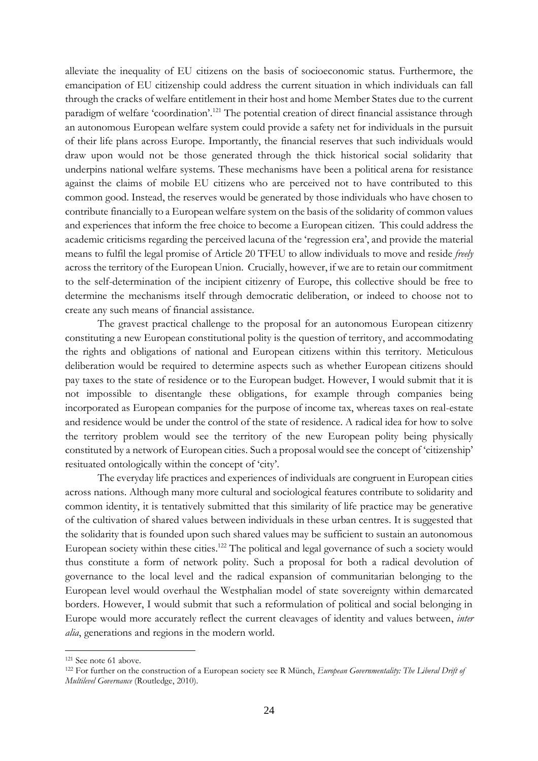alleviate the inequality of EU citizens on the basis of socioeconomic status. Furthermore, the emancipation of EU citizenship could address the current situation in which individuals can fall through the cracks of welfare entitlement in their host and home Member States due to the current paradigm of welfare 'coordination'.[121] The potential creation of direct financial assistance through an autonomous European welfare system could provide a safety net for individuals in the pursuit of their life plans across Europe. Importantly, the financial reserves that such individuals would draw upon would not be those generated through the thick historical social solidarity that underpins national welfare systems. These mechanisms have been a political arena for resistance against the claims of mobile EU citizens who are perceived not to have contributed to this common good. Instead, the reserves would be generated by those individuals who have chosen to contribute financially to a European welfare system on the basis of the solidarity of common values and experiences that inform the free choice to become a European citizen. This could address the academic criticisms regarding the perceived lacuna of the 'regression era', and provide the material means to fulfil the legal promise of Article 20 TFEU to allow individuals to move and reside *freely* across the territory of the European Union. Crucially, however, if we are to retain our commitment to the self-determination of the incipient citizenry of Europe, this collective should be free to determine the mechanisms itself through democratic deliberation, or indeed to choose not to create any such means of financial assistance.

The gravest practical challenge to the proposal for an autonomous European citizenry constituting a new European constitutional polity is the question of territory, and accommodating the rights and obligations of national and European citizens within this territory. Meticulous deliberation would be required to determine aspects such as whether European citizens should pay taxes to the state of residence or to the European budget. However, I would submit that it is not impossible to disentangle these obligations, for example through companies being incorporated as European companies for the purpose of income tax, whereas taxes on real-estate and residence would be under the control of the state of residence. A radical idea for how to solve the territory problem would see the territory of the new European polity being physically constituted by a network of European cities. Such a proposal would see the concept of 'citizenship' resituated ontologically within the concept of 'city'.

The everyday life practices and experiences of individuals are congruent in European cities across nations. Although many more cultural and sociological features contribute to solidarity and common identity, it is tentatively submitted that this similarity of life practice may be generative of the cultivation of shared values between individuals in these urban centres. It is suggested that the solidarity that is founded upon such shared values may be sufficient to sustain an autonomous European society within these cities.[122] The political and legal governance of such a society would thus constitute a form of network polity. Such a proposal for both a radical devolution of governance to the local level and the radical expansion of communitarian belonging to the European level would overhaul the Westphalian model of state sovereignty within demarcated borders. However, I would submit that such a reformulation of political and social belonging in Europe would more accurately reflect the current cleavages of identity and values between, *inter alia*, generations and regions in the modern world.

---

[121] See note 61 above.

[122] For further on the construction of a European society see R Münch, *European Governmentality: The Liberal Drift of Multilevel Governance* (Routledge, 2010).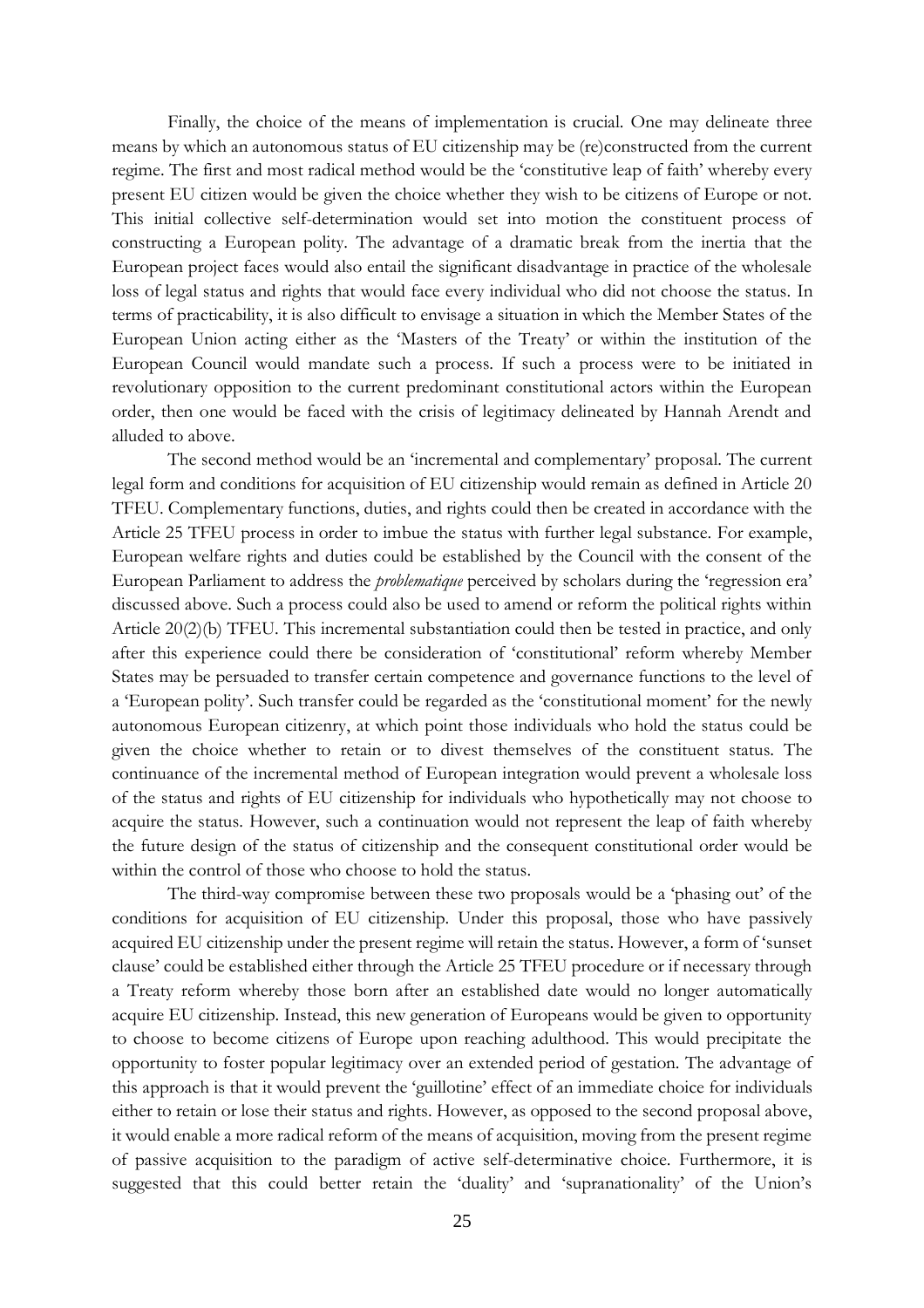Finally, the choice of the means of implementation is crucial. One may delineate three means by which an autonomous status of EU citizenship may be (re)constructed from the current regime. The first and most radical method would be the 'constitutive leap of faith' whereby every present EU citizen would be given the choice whether they wish to be citizens of Europe or not. This initial collective self-determination would set into motion the constituent process of constructing a European polity. The advantage of a dramatic break from the inertia that the European project faces would also entail the significant disadvantage in practice of the wholesale loss of legal status and rights that would face every individual who did not choose the status. In terms of practicability, it is also difficult to envisage a situation in which the Member States of the European Union acting either as the 'Masters of the Treaty' or within the institution of the European Council would mandate such a process. If such a process were to be initiated in revolutionary opposition to the current predominant constitutional actors within the European order, then one would be faced with the crisis of legitimacy delineated by Hannah Arendt and alluded to above.

The second method would be an 'incremental and complementary' proposal. The current legal form and conditions for acquisition of EU citizenship would remain as defined in Article 20 TFEU. Complementary functions, duties, and rights could then be created in accordance with the Article 25 TFEU process in order to imbue the status with further legal substance. For example, European welfare rights and duties could be established by the Council with the consent of the European Parliament to address the *problematique* perceived by scholars during the 'regression era' discussed above. Such a process could also be used to amend or reform the political rights within Article 20(2)(b) TFEU. This incremental substantiation could then be tested in practice, and only after this experience could there be consideration of 'constitutional' reform whereby Member States may be persuaded to transfer certain competence and governance functions to the level of a 'European polity'. Such transfer could be regarded as the 'constitutional moment' for the newly autonomous European citizenry, at which point those individuals who hold the status could be given the choice whether to retain or to divest themselves of the constituent status. The continuance of the incremental method of European integration would prevent a wholesale loss of the status and rights of EU citizenship for individuals who hypothetically may not choose to acquire the status. However, such a continuation would not represent the leap of faith whereby the future design of the status of citizenship and the consequent constitutional order would be within the control of those who choose to hold the status.

The third-way compromise between these two proposals would be a 'phasing out' of the conditions for acquisition of EU citizenship. Under this proposal, those who have passively acquired EU citizenship under the present regime will retain the status. However, a form of 'sunset clause' could be established either through the Article 25 TFEU procedure or if necessary through a Treaty reform whereby those born after an established date would no longer automatically acquire EU citizenship. Instead, this new generation of Europeans would be given to opportunity to choose to become citizens of Europe upon reaching adulthood. This would precipitate the opportunity to foster popular legitimacy over an extended period of gestation. The advantage of this approach is that it would prevent the 'guillotine' effect of an immediate choice for individuals either to retain or lose their status and rights. However, as opposed to the second proposal above, it would enable a more radical reform of the means of acquisition, moving from the present regime of passive acquisition to the paradigm of active self-determinative choice. Furthermore, it is suggested that this could better retain the 'duality' and 'supranationality' of the Union's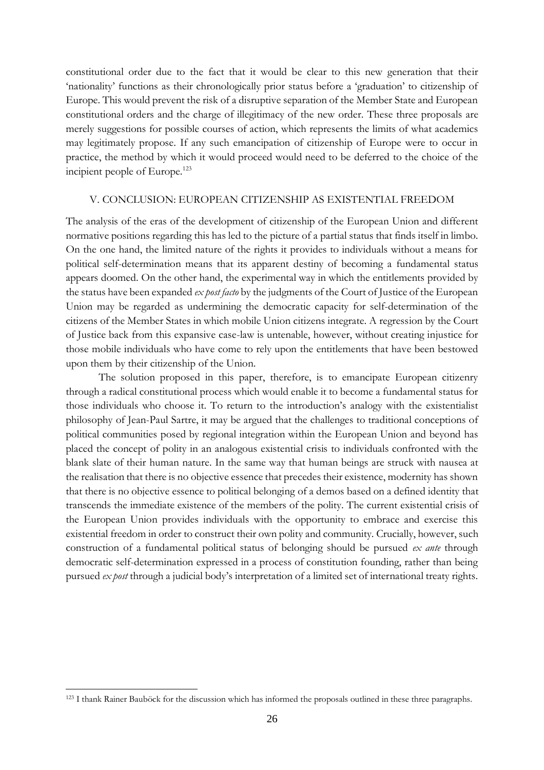constitutional order due to the fact that it would be clear to this new generation that their 'nationality' functions as their chronologically prior status before a 'graduation' to citizenship of Europe. This would prevent the risk of a disruptive separation of the Member State and European constitutional orders and the charge of illegitimacy of the new order. These three proposals are merely suggestions for possible courses of action, which represents the limits of what academics may legitimately propose. If any such emancipation of citizenship of Europe were to occur in practice, the method by which it would proceed would need to be deferred to the choice of the incipient people of Europe.[123]

## V. CONCLUSION: EUROPEAN CITIZENSHIP AS EXISTENTIAL FREEDOM

The analysis of the eras of the development of citizenship of the European Union and different normative positions regarding this has led to the picture of a partial status that finds itself in limbo. On the one hand, the limited nature of the rights it provides to individuals without a means for political self-determination means that its apparent destiny of becoming a fundamental status appears doomed. On the other hand, the experimental way in which the entitlements provided by the status have been expanded *ex post facto* by the judgments of the Court of Justice of the European Union may be regarded as undermining the democratic capacity for self-determination of the citizens of the Member States in which mobile Union citizens integrate. A regression by the Court of Justice back from this expansive case-law is untenable, however, without creating injustice for those mobile individuals who have come to rely upon the entitlements that have been bestowed upon them by their citizenship of the Union.

The solution proposed in this paper, therefore, is to emancipate European citizenry through a radical constitutional process which would enable it to become a fundamental status for those individuals who choose it. To return to the introduction's analogy with the existentialist philosophy of Jean-Paul Sartre, it may be argued that the challenges to traditional conceptions of political communities posed by regional integration within the European Union and beyond has placed the concept of polity in an analogous existential crisis to individuals confronted with the blank slate of their human nature. In the same way that human beings are struck with nausea at the realisation that there is no objective essence that precedes their existence, modernity has shown that there is no objective essence to political belonging of a demos based on a defined identity that transcends the immediate existence of the members of the polity. The current existential crisis of the European Union provides individuals with the opportunity to embrace and exercise this existential freedom in order to construct their own polity and community. Crucially, however, such construction of a fundamental political status of belonging should be pursued *ex ante* through democratic self-determination expressed in a process of constitution founding, rather than being pursued *ex post* through a judicial body's interpretation of a limited set of international treaty rights.

---

[123] I thank Rainer Bauböck for the discussion which has informed the proposals outlined in these three paragraphs.